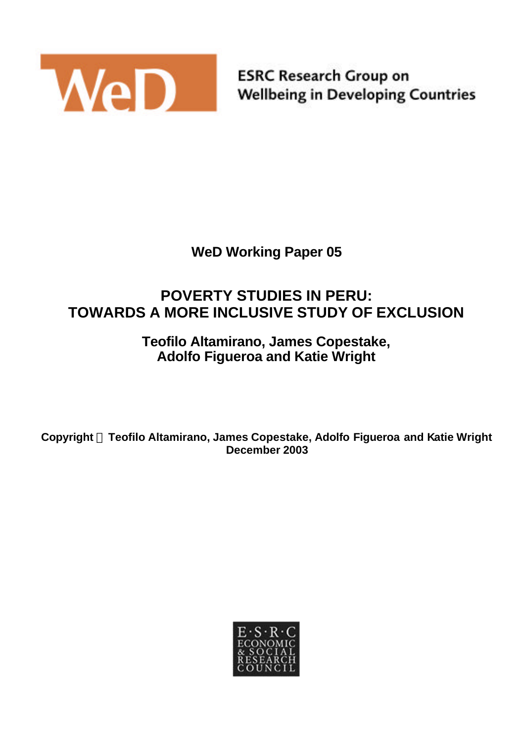WeD

ESRC Research Group on
Wellbeing in Developing Countries

**WeD Working Paper 05**

# POVERTY STUDIES IN PERU: TOWARDS A MORE INCLUSIVE STUDY OF EXCLUSION

**Teofilo Altamirano, James Copestake, Adolfo Figueroa and Katie Wright**

**Copyright © Teofilo Altamirano, James Copestake, Adolfo Figueroa and Katie Wright**
**December 2003**

E·S·R·C
ECONOMIC
& SOCIAL
RESEARCH
COUNCIL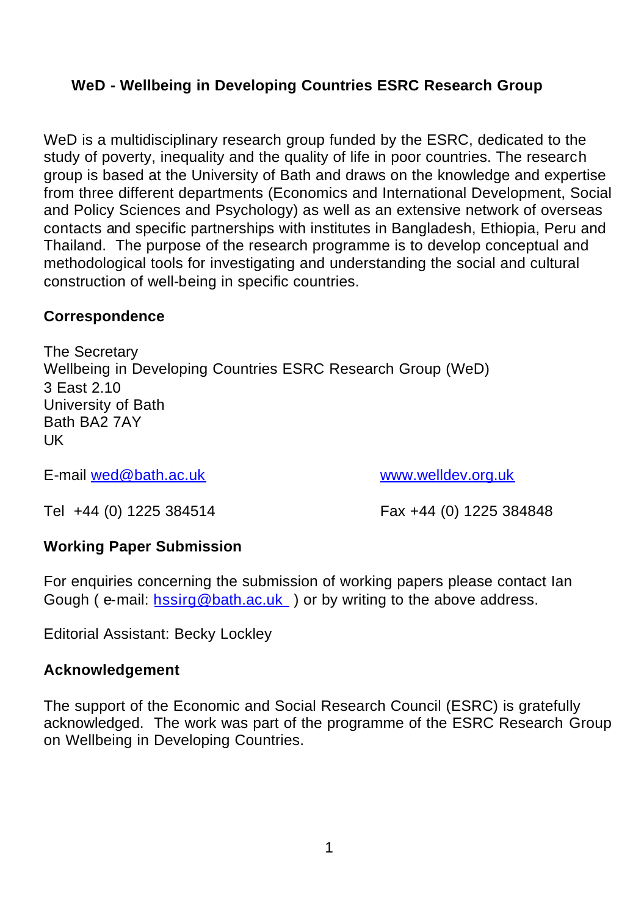## WeD - Wellbeing in Developing Countries ESRC Research Group

WeD is a multidisciplinary research group funded by the ESRC, dedicated to the study of poverty, inequality and the quality of life in poor countries. The research group is based at the University of Bath and draws on the knowledge and expertise from three different departments (Economics and International Development, Social and Policy Sciences and Psychology) as well as an extensive network of overseas contacts and specific partnerships with institutes in Bangladesh, Ethiopia, Peru and Thailand. The purpose of the research programme is to develop conceptual and methodological tools for investigating and understanding the social and cultural construction of well-being in specific countries.

### Correspondence

The Secretary
Wellbeing in Developing Countries ESRC Research Group (WeD)
3 East 2.10
University of Bath
Bath BA2 7AY
UK

E-mail wed@bath.ac.uk

www.welldev.org.uk

Tel +44 (0) 1225 384514

Fax +44 (0) 1225 384848

### Working Paper Submission

For enquiries concerning the submission of working papers please contact Ian Gough ( e-mail: hssirg@bath.ac.uk ) or by writing to the above address.

Editorial Assistant: Becky Lockley

### Acknowledgement

The support of the Economic and Social Research Council (ESRC) is gratefully acknowledged. The work was part of the programme of the ESRC Research Group on Wellbeing in Developing Countries.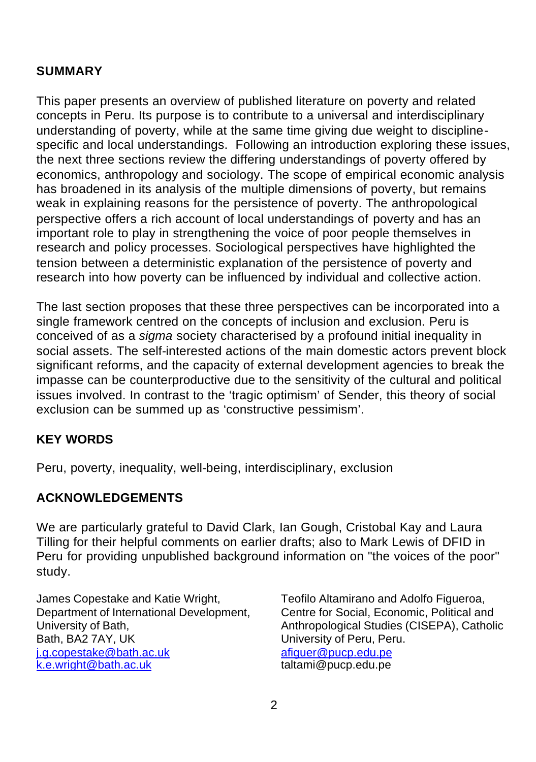## SUMMARY

This paper presents an overview of published literature on poverty and related concepts in Peru. Its purpose is to contribute to a universal and interdisciplinary understanding of poverty, while at the same time giving due weight to discipline-specific and local understandings. Following an introduction exploring these issues, the next three sections review the differing understandings of poverty offered by economics, anthropology and sociology. The scope of empirical economic analysis has broadened in its analysis of the multiple dimensions of poverty, but remains weak in explaining reasons for the persistence of poverty. The anthropological perspective offers a rich account of local understandings of poverty and has an important role to play in strengthening the voice of poor people themselves in research and policy processes. Sociological perspectives have highlighted the tension between a deterministic explanation of the persistence of poverty and research into how poverty can be influenced by individual and collective action.

The last section proposes that these three perspectives can be incorporated into a single framework centred on the concepts of inclusion and exclusion. Peru is conceived of as a *sigma* society characterised by a profound initial inequality in social assets. The self-interested actions of the main domestic actors prevent block significant reforms, and the capacity of external development agencies to break the impasse can be counterproductive due to the sensitivity of the cultural and political issues involved. In contrast to the 'tragic optimism' of Sender, this theory of social exclusion can be summed up as 'constructive pessimism'.

## KEY WORDS

Peru, poverty, inequality, well-being, interdisciplinary, exclusion

## ACKNOWLEDGEMENTS

We are particularly grateful to David Clark, Ian Gough, Cristobal Kay and Laura Tilling for their helpful comments on earlier drafts; also to Mark Lewis of DFID in Peru for providing unpublished background information on "the voices of the poor" study.

James Copestake and Katie Wright,
Department of International Development,
University of Bath,
Bath, BA2 7AY, UK
j.g.copestake@bath.ac.uk
k.e.wright@bath.ac.uk

Teofilo Altamirano and Adolfo Figueroa,
Centre for Social, Economic, Political and Anthropological Studies (CISEPA), Catholic University of Peru, Peru.
afiguer@pucp.edu.pe
taltami@pucp.edu.pe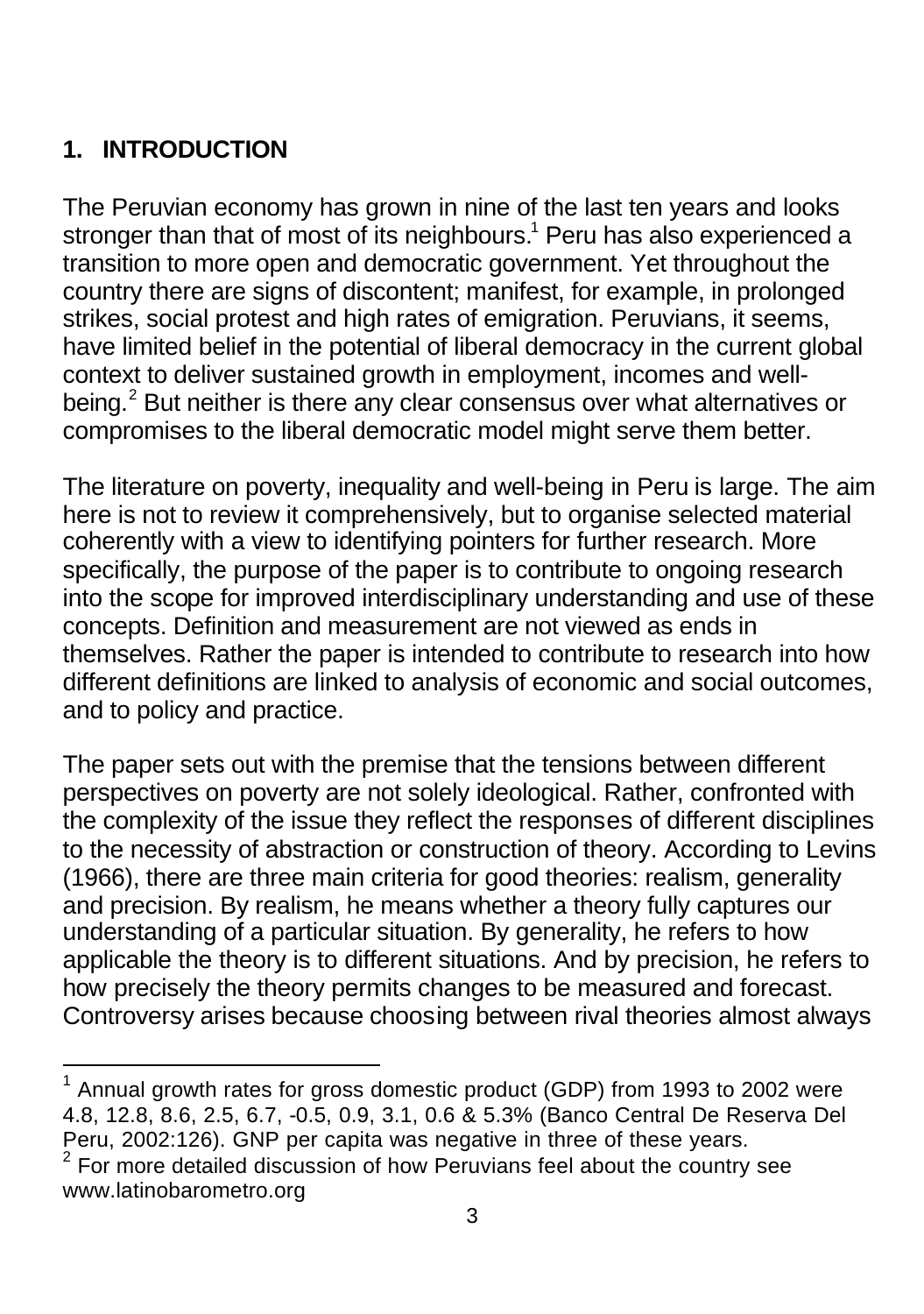## 1. INTRODUCTION

The Peruvian economy has grown in nine of the last ten years and looks stronger than that of most of its neighbours.[1] Peru has also experienced a transition to more open and democratic government. Yet throughout the country there are signs of discontent; manifest, for example, in prolonged strikes, social protest and high rates of emigration. Peruvians, it seems, have limited belief in the potential of liberal democracy in the current global context to deliver sustained growth in employment, incomes and well-being.[2] But neither is there any clear consensus over what alternatives or compromises to the liberal democratic model might serve them better.

The literature on poverty, inequality and well-being in Peru is large. The aim here is not to review it comprehensively, but to organise selected material coherently with a view to identifying pointers for further research. More specifically, the purpose of the paper is to contribute to ongoing research into the scope for improved interdisciplinary understanding and use of these concepts. Definition and measurement are not viewed as ends in themselves. Rather the paper is intended to contribute to research into how different definitions are linked to analysis of economic and social outcomes, and to policy and practice.

The paper sets out with the premise that the tensions between different perspectives on poverty are not solely ideological. Rather, confronted with the complexity of the issue they reflect the responses of different disciplines to the necessity of abstraction or construction of theory. According to Levins (1966), there are three main criteria for good theories: realism, generality and precision. By realism, he means whether a theory fully captures our understanding of a particular situation. By generality, he refers to how applicable the theory is to different situations. And by precision, he refers to how precisely the theory permits changes to be measured and forecast. Controversy arises because choosing between rival theories almost always

[1] Annual growth rates for gross domestic product (GDP) from 1993 to 2002 were 4.8, 12.8, 8.6, 2.5, 6.7, -0.5, 0.9, 3.1, 0.6 & 5.3% (Banco Central De Reserva Del Peru, 2002:126). GNP per capita was negative in three of these years.

[2] For more detailed discussion of how Peruvians feel about the country see www.latinobarometro.org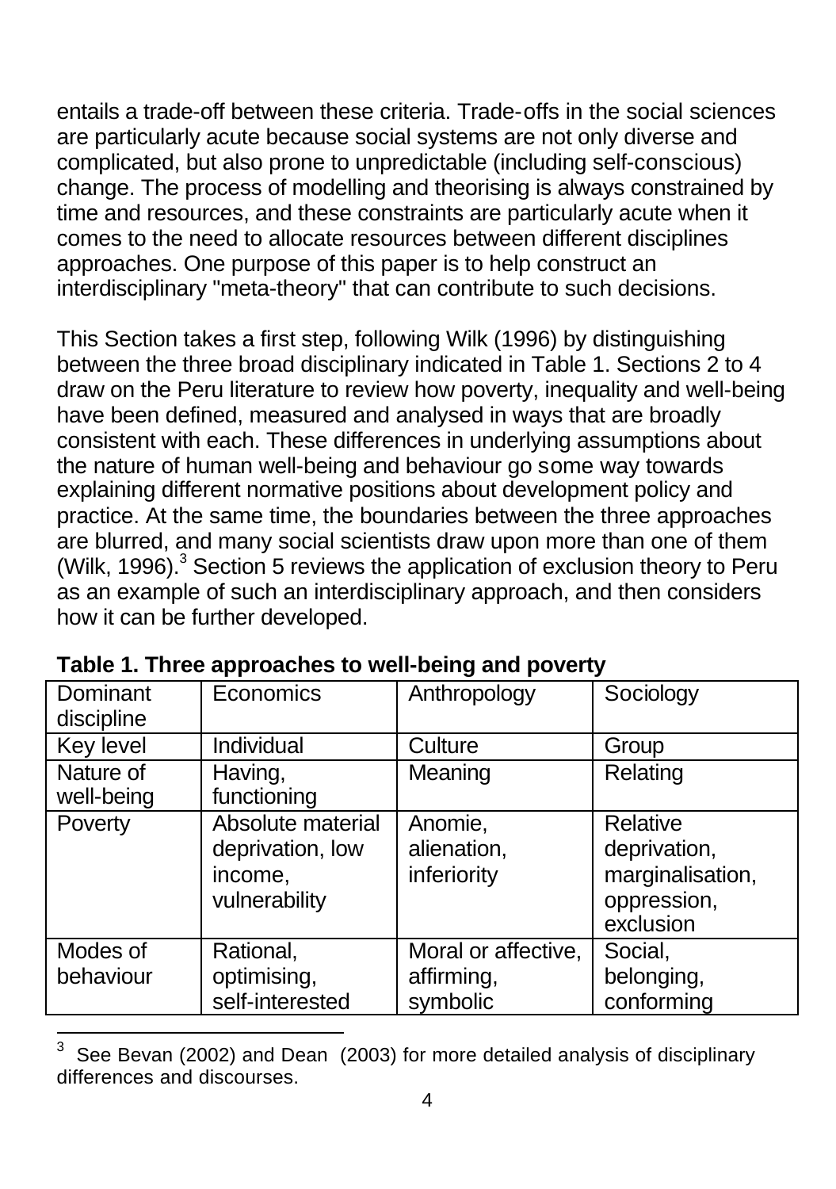entails a trade-off between these criteria. Trade-offs in the social sciences are particularly acute because social systems are not only diverse and complicated, but also prone to unpredictable (including self-conscious) change. The process of modelling and theorising is always constrained by time and resources, and these constraints are particularly acute when it comes to the need to allocate resources between different disciplines approaches. One purpose of this paper is to help construct an interdisciplinary "meta-theory" that can contribute to such decisions.

This Section takes a first step, following Wilk (1996) by distinguishing between the three broad disciplinary indicated in Table 1. Sections 2 to 4 draw on the Peru literature to review how poverty, inequality and well-being have been defined, measured and analysed in ways that are broadly consistent with each. These differences in underlying assumptions about the nature of human well-being and behaviour go some way towards explaining different normative positions about development policy and practice. At the same time, the boundaries between the three approaches are blurred, and many social scientists draw upon more than one of them (Wilk, 1996).[3] Section 5 reviews the application of exclusion theory to Peru as an example of such an interdisciplinary approach, and then considers how it can be further developed.

**Table 1. Three approaches to well-being and poverty**

| Dominant discipline | Economics | Anthropology | Sociology |
|---|---|---|---|
| Key level | Individual | Culture | Group |
| Nature of well-being | Having, functioning | Meaning | Relating |
| Poverty | Absolute material deprivation, low income, vulnerability | Anomie, alienation, inferiority | Relative deprivation, marginalisation, oppression, exclusion |
| Modes of behaviour | Rational, optimising, self-interested | Moral or affective, affirming, symbolic | Social, belonging, conforming |

[3] See Bevan (2002) and Dean (2003) for more detailed analysis of disciplinary differences and discourses.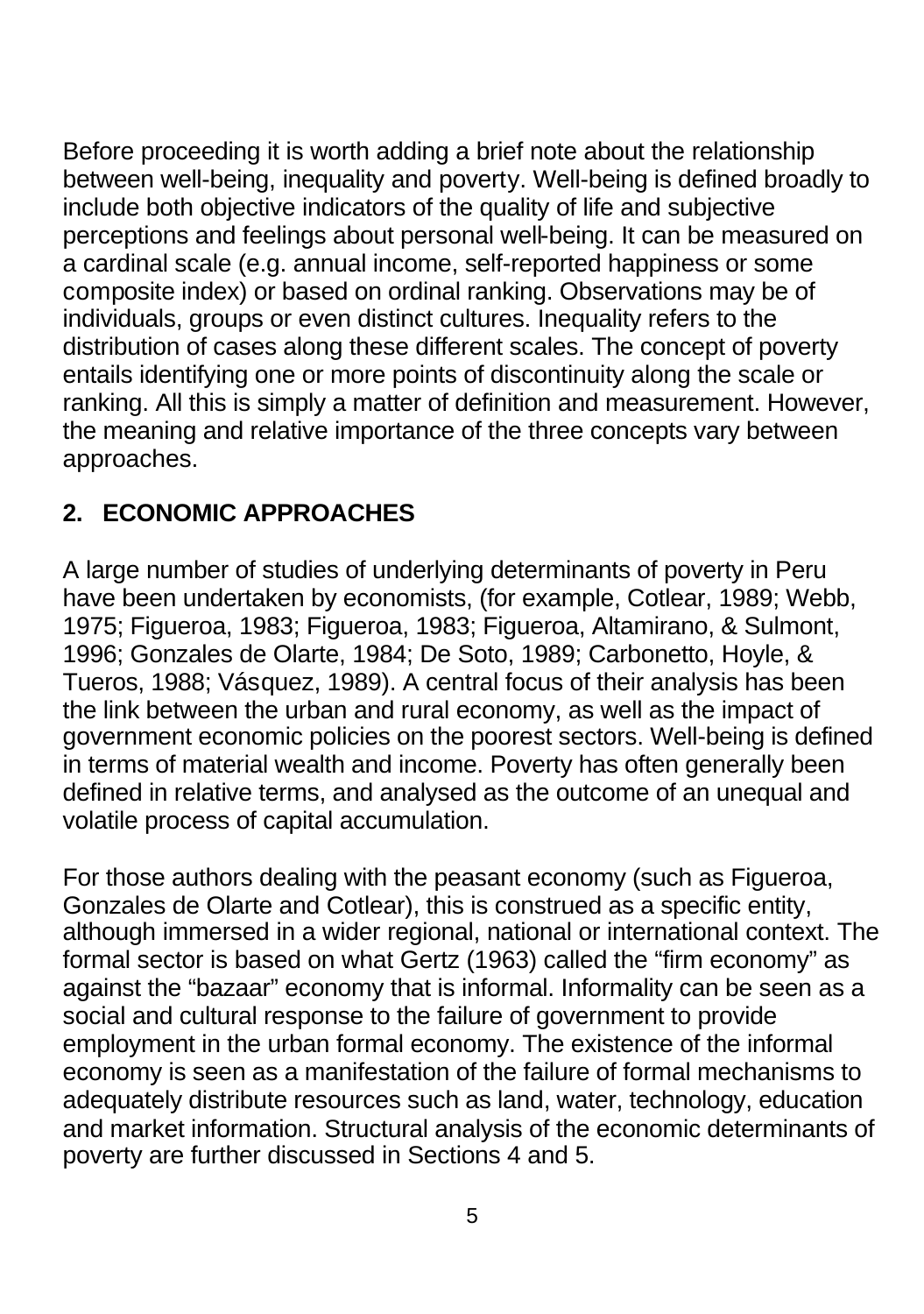Before proceeding it is worth adding a brief note about the relationship between well-being, inequality and poverty. Well-being is defined broadly to include both objective indicators of the quality of life and subjective perceptions and feelings about personal well-being. It can be measured on a cardinal scale (e.g. annual income, self-reported happiness or some composite index) or based on ordinal ranking. Observations may be of individuals, groups or even distinct cultures. Inequality refers to the distribution of cases along these different scales. The concept of poverty entails identifying one or more points of discontinuity along the scale or ranking. All this is simply a matter of definition and measurement. However, the meaning and relative importance of the three concepts vary between approaches.

## 2. ECONOMIC APPROACHES

A large number of studies of underlying determinants of poverty in Peru have been undertaken by economists, (for example, Cotlear, 1989; Webb, 1975; Figueroa, 1983; Figueroa, 1983; Figueroa, Altamirano, & Sulmont, 1996; Gonzales de Olarte, 1984; De Soto, 1989; Carbonetto, Hoyle, & Tueros, 1988; Vásquez, 1989). A central focus of their analysis has been the link between the urban and rural economy, as well as the impact of government economic policies on the poorest sectors. Well-being is defined in terms of material wealth and income. Poverty has often generally been defined in relative terms, and analysed as the outcome of an unequal and volatile process of capital accumulation.

For those authors dealing with the peasant economy (such as Figueroa, Gonzales de Olarte and Cotlear), this is construed as a specific entity, although immersed in a wider regional, national or international context. The formal sector is based on what Gertz (1963) called the "firm economy" as against the "bazaar" economy that is informal. Informality can be seen as a social and cultural response to the failure of government to provide employment in the urban formal economy. The existence of the informal economy is seen as a manifestation of the failure of formal mechanisms to adequately distribute resources such as land, water, technology, education and market information. Structural analysis of the economic determinants of poverty are further discussed in Sections 4 and 5.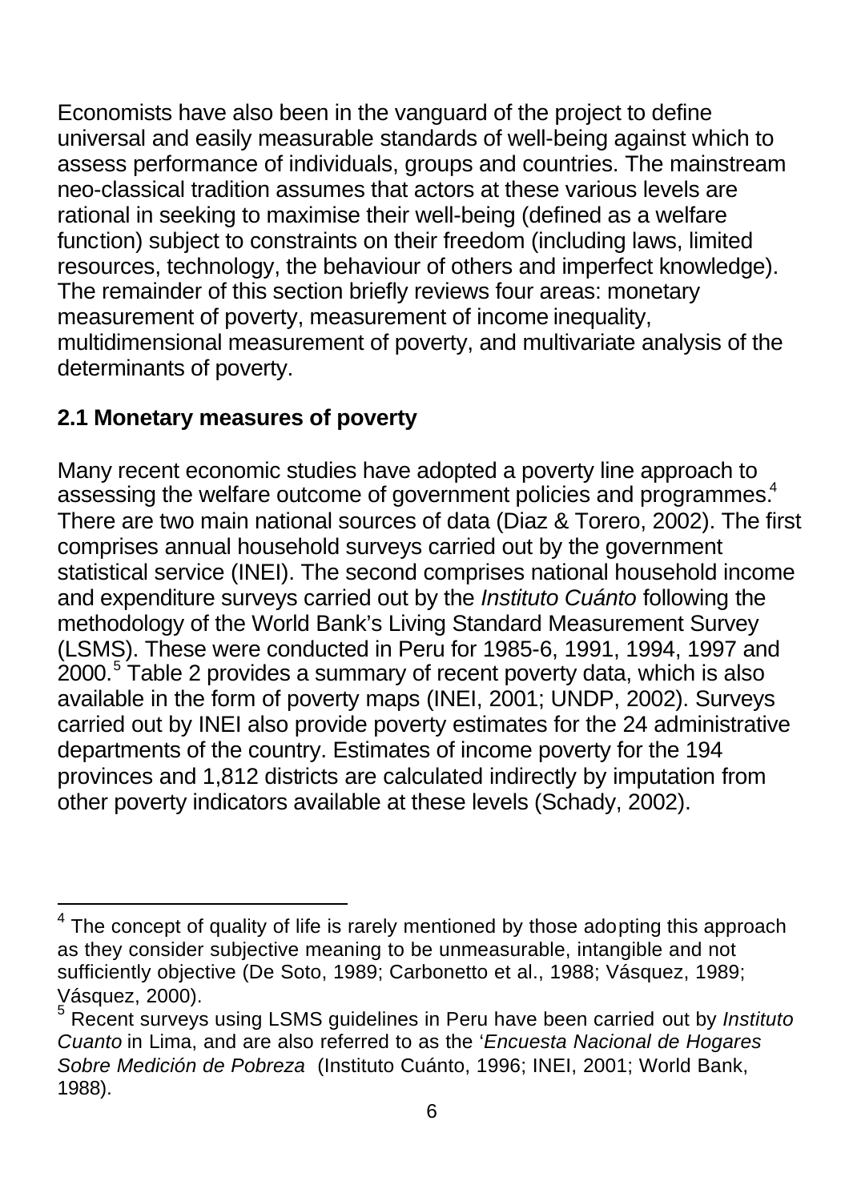Economists have also been in the vanguard of the project to define universal and easily measurable standards of well-being against which to assess performance of individuals, groups and countries. The mainstream neo-classical tradition assumes that actors at these various levels are rational in seeking to maximise their well-being (defined as a welfare function) subject to constraints on their freedom (including laws, limited resources, technology, the behaviour of others and imperfect knowledge). The remainder of this section briefly reviews four areas: monetary measurement of poverty, measurement of income inequality, multidimensional measurement of poverty, and multivariate analysis of the determinants of poverty.

## 2.1 Monetary measures of poverty

Many recent economic studies have adopted a poverty line approach to assessing the welfare outcome of government policies and programmes.[4] There are two main national sources of data (Diaz & Torero, 2002). The first comprises annual household surveys carried out by the government statistical service (INEI). The second comprises national household income and expenditure surveys carried out by the *Instituto Cuánto* following the methodology of the World Bank's Living Standard Measurement Survey (LSMS). These were conducted in Peru for 1985-6, 1991, 1994, 1997 and 2000.[5] Table 2 provides a summary of recent poverty data, which is also available in the form of poverty maps (INEI, 2001; UNDP, 2002). Surveys carried out by INEI also provide poverty estimates for the 24 administrative departments of the country. Estimates of income poverty for the 194 provinces and 1,812 districts are calculated indirectly by imputation from other poverty indicators available at these levels (Schady, 2002).

---

[4] The concept of quality of life is rarely mentioned by those adopting this approach as they consider subjective meaning to be unmeasurable, intangible and not sufficiently objective (De Soto, 1989; Carbonetto et al., 1988; Vásquez, 1989; Vásquez, 2000).

[5] Recent surveys using LSMS guidelines in Peru have been carried out by *Instituto Cuanto* in Lima, and are also referred to as the '*Encuesta Nacional de Hogares Sobre Medición de Pobreza* (Instituto Cuánto, 1996; INEI, 2001; World Bank, 1988).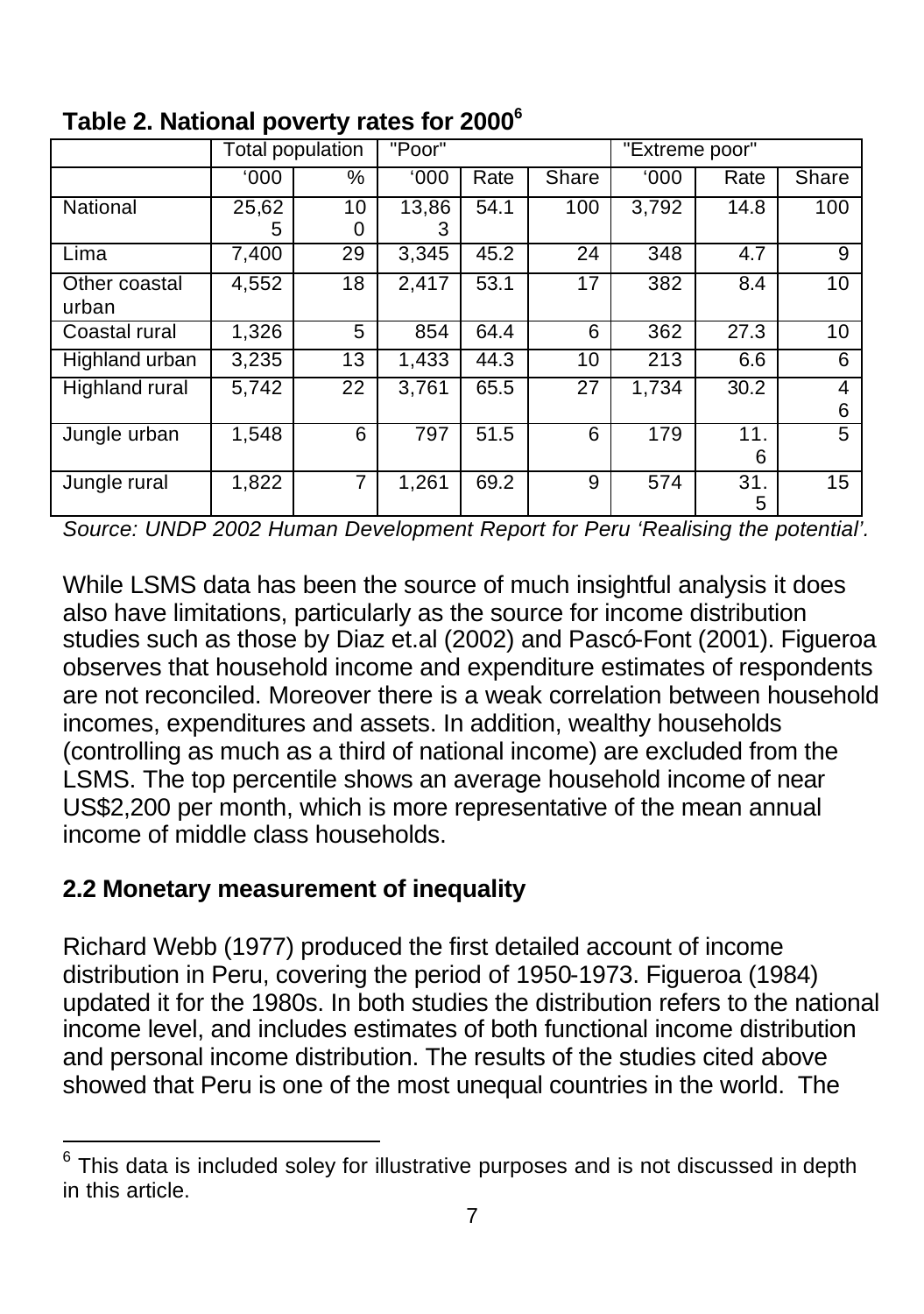**Table 2. National poverty rates for 2000**[6]

| | Total population | | "Poor" | | | "Extreme poor" | | |
|---|---|---|---|---|---|---|---|---|
| | '000 | % | '000 | Rate | Share | '000 | Rate | Share |
| National | 25,625 | 100 | 13,863 | 54.1 | 100 | 3,792 | 14.8 | 100 |
| Lima | 7,400 | 29 | 3,345 | 45.2 | 24 | 348 | 4.7 | 9 |
| Other coastal urban | 4,552 | 18 | 2,417 | 53.1 | 17 | 382 | 8.4 | 10 |
| Coastal rural | 1,326 | 5 | 854 | 64.4 | 6 | 362 | 27.3 | 10 |
| Highland urban | 3,235 | 13 | 1,433 | 44.3 | 10 | 213 | 6.6 | 6 |
| Highland rural | 5,742 | 22 | 3,761 | 65.5 | 27 | 1,734 | 30.2 | 46 |
| Jungle urban | 1,548 | 6 | 797 | 51.5 | 6 | 179 | 11.6 | 5 |
| Jungle rural | 1,822 | 7 | 1,261 | 69.2 | 9 | 574 | 31.5 | 15 |

*Source: UNDP 2002 Human Development Report for Peru 'Realising the potential'.*

While LSMS data has been the source of much insightful analysis it does also have limitations, particularly as the source for income distribution studies such as those by Diaz et.al (2002) and Pascó-Font (2001). Figueroa observes that household income and expenditure estimates of respondents are not reconciled. Moreover there is a weak correlation between household incomes, expenditures and assets. In addition, wealthy households (controlling as much as a third of national income) are excluded from the LSMS. The top percentile shows an average household income of near US$2,200 per month, which is more representative of the mean annual income of middle class households.

## 2.2 Monetary measurement of inequality

Richard Webb (1977) produced the first detailed account of income distribution in Peru, covering the period of 1950-1973. Figueroa (1984) updated it for the 1980s. In both studies the distribution refers to the national income level, and includes estimates of both functional income distribution and personal income distribution. The results of the studies cited above showed that Peru is one of the most unequal countries in the world. The

[6] This data is included soley for illustrative purposes and is not discussed in depth in this article.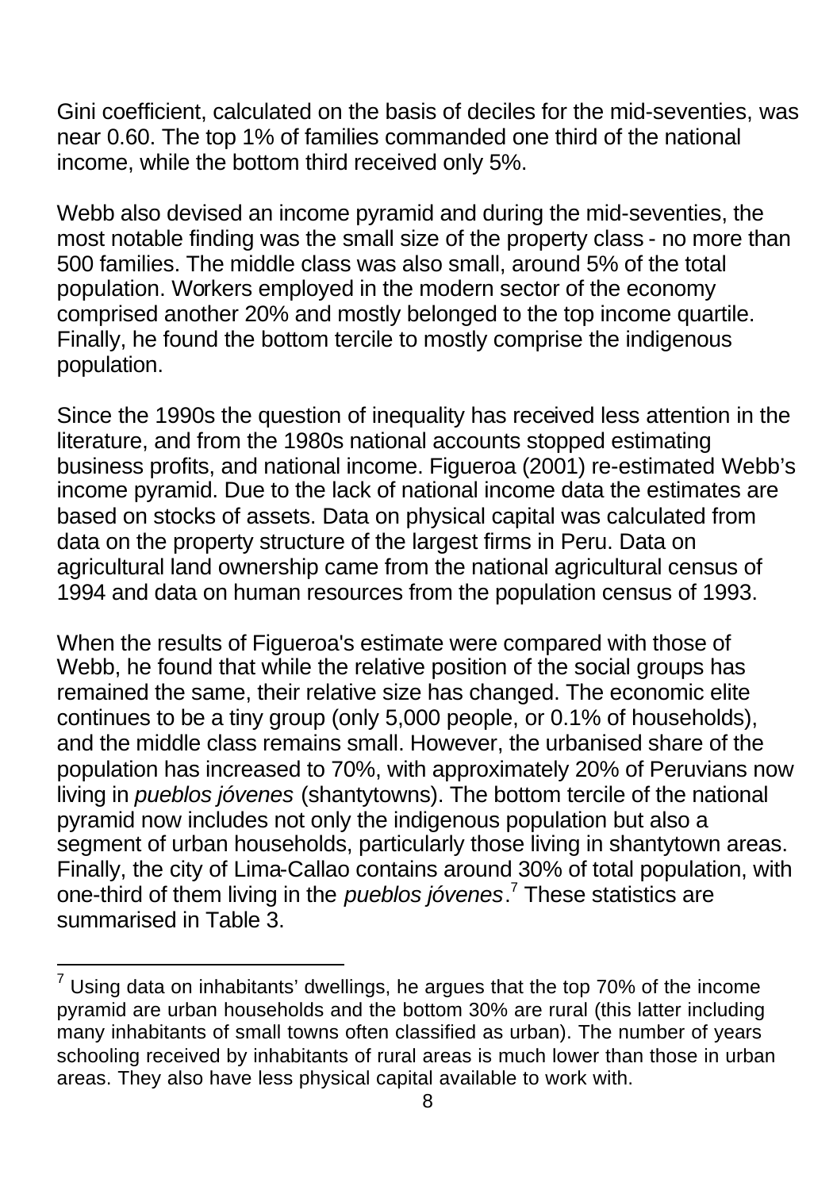Gini coefficient, calculated on the basis of deciles for the mid-seventies, was near 0.60. The top 1% of families commanded one third of the national income, while the bottom third received only 5%.

Webb also devised an income pyramid and during the mid-seventies, the most notable finding was the small size of the property class - no more than 500 families. The middle class was also small, around 5% of the total population. Workers employed in the modern sector of the economy comprised another 20% and mostly belonged to the top income quartile. Finally, he found the bottom tercile to mostly comprise the indigenous population.

Since the 1990s the question of inequality has received less attention in the literature, and from the 1980s national accounts stopped estimating business profits, and national income. Figueroa (2001) re-estimated Webb's income pyramid. Due to the lack of national income data the estimates are based on stocks of assets. Data on physical capital was calculated from data on the property structure of the largest firms in Peru. Data on agricultural land ownership came from the national agricultural census of 1994 and data on human resources from the population census of 1993.

When the results of Figueroa's estimate were compared with those of Webb, he found that while the relative position of the social groups has remained the same, their relative size has changed. The economic elite continues to be a tiny group (only 5,000 people, or 0.1% of households), and the middle class remains small. However, the urbanised share of the population has increased to 70%, with approximately 20% of Peruvians now living in *pueblos jóvenes* (shantytowns). The bottom tercile of the national pyramid now includes not only the indigenous population but also a segment of urban households, particularly those living in shantytown areas. Finally, the city of Lima-Callao contains around 30% of total population, with one-third of them living in the *pueblos jóvenes*.[7] These statistics are summarised in Table 3.

[7] Using data on inhabitants' dwellings, he argues that the top 70% of the income pyramid are urban households and the bottom 30% are rural (this latter including many inhabitants of small towns often classified as urban). The number of years schooling received by inhabitants of rural areas is much lower than those in urban areas. They also have less physical capital available to work with.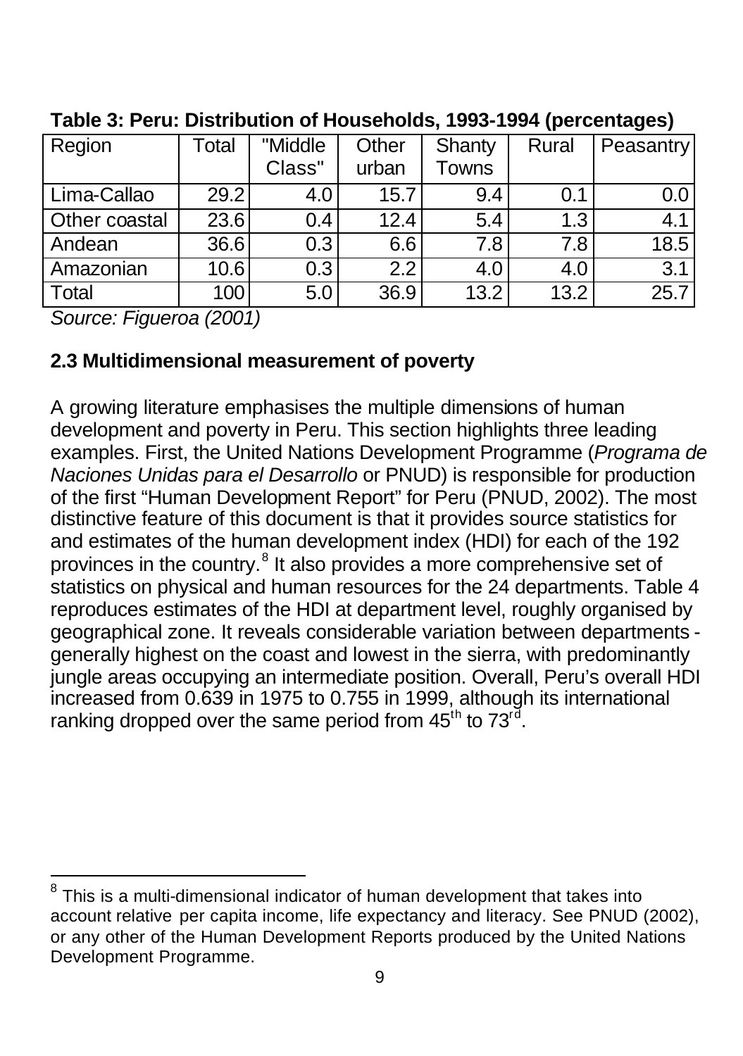**Table 3: Peru: Distribution of Households, 1993-1994 (percentages)**

| Region | Total | "Middle Class" | Other urban | Shanty Towns | Rural | Peasantry |
|---|---|---|---|---|---|---|
| Lima-Callao | 29.2 | 4.0 | 15.7 | 9.4 | 0.1 | 0.0 |
| Other coastal | 23.6 | 0.4 | 12.4 | 5.4 | 1.3 | 4.1 |
| Andean | 36.6 | 0.3 | 6.6 | 7.8 | 7.8 | 18.5 |
| Amazonian | 10.6 | 0.3 | 2.2 | 4.0 | 4.0 | 3.1 |
| Total | 100 | 5.0 | 36.9 | 13.2 | 13.2 | 25.7 |

*Source: Figueroa (2001)*

### 2.3 Multidimensional measurement of poverty

A growing literature emphasises the multiple dimensions of human development and poverty in Peru. This section highlights three leading examples. First, the United Nations Development Programme (*Programa de Naciones Unidas para el Desarrollo* or PNUD) is responsible for production of the first "Human Development Report" for Peru (PNUD, 2002). The most distinctive feature of this document is that it provides source statistics for and estimates of the human development index (HDI) for each of the 192 provinces in the country.[8] It also provides a more comprehensive set of statistics on physical and human resources for the 24 departments. Table 4 reproduces estimates of the HDI at department level, roughly organised by geographical zone. It reveals considerable variation between departments - generally highest on the coast and lowest in the sierra, with predominantly jungle areas occupying an intermediate position. Overall, Peru's overall HDI increased from 0.639 in 1975 to 0.755 in 1999, although its international ranking dropped over the same period from 45th to 73rd.

[8] This is a multi-dimensional indicator of human development that takes into account relative per capita income, life expectancy and literacy. See PNUD (2002), or any other of the Human Development Reports produced by the United Nations Development Programme.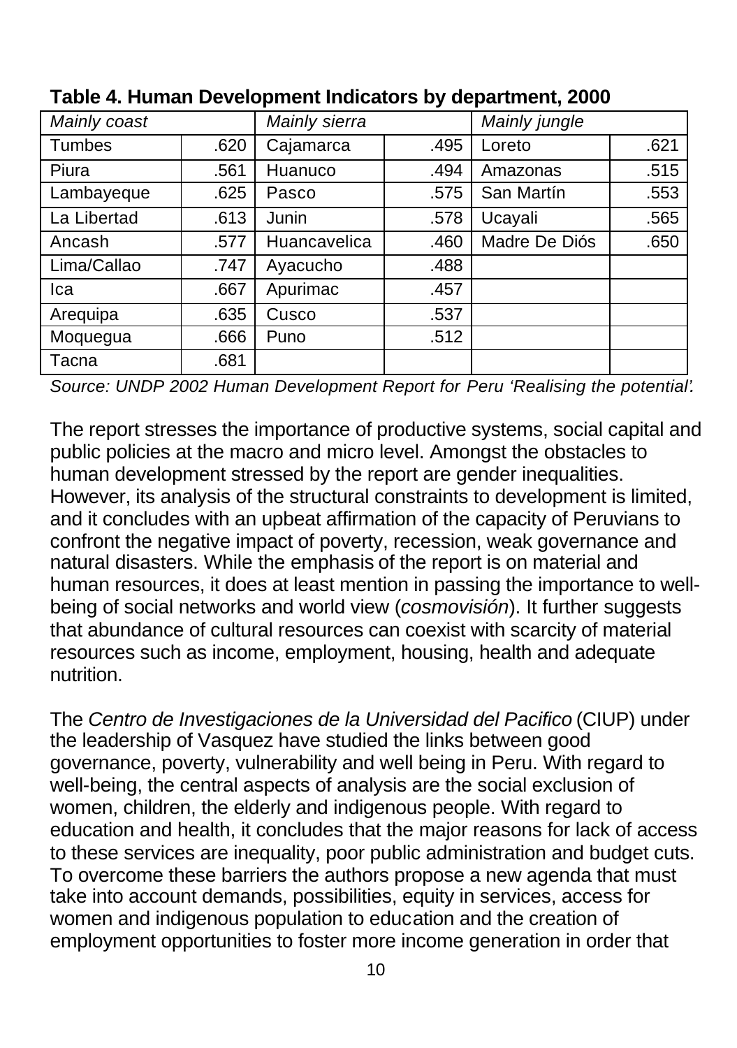**Table 4. Human Development Indicators by department, 2000**

| *Mainly coast* | | *Mainly sierra* | | *Mainly jungle* | |
|---|---|---|---|---|---|
| Tumbes | .620 | Cajamarca | .495 | Loreto | .621 |
| Piura | .561 | Huanuco | .494 | Amazonas | .515 |
| Lambayeque | .625 | Pasco | .575 | San Martín | .553 |
| La Libertad | .613 | Junin | .578 | Ucayali | .565 |
| Ancash | .577 | Huancavelica | .460 | Madre De Diós | .650 |
| Lima/Callao | .747 | Ayacucho | .488 | | |
| Ica | .667 | Apurimac | .457 | | |
| Arequipa | .635 | Cusco | .537 | | |
| Moquegua | .666 | Puno | .512 | | |
| Tacna | .681 | | | | |

*Source: UNDP 2002 Human Development Report for Peru 'Realising the potential'.*

The report stresses the importance of productive systems, social capital and public policies at the macro and micro level. Amongst the obstacles to human development stressed by the report are gender inequalities. However, its analysis of the structural constraints to development is limited, and it concludes with an upbeat affirmation of the capacity of Peruvians to confront the negative impact of poverty, recession, weak governance and natural disasters. While the emphasis of the report is on material and human resources, it does at least mention in passing the importance to well-being of social networks and world view (*cosmovisión*). It further suggests that abundance of cultural resources can coexist with scarcity of material resources such as income, employment, housing, health and adequate nutrition.

The *Centro de Investigaciones de la Universidad del Pacifico* (CIUP) under the leadership of Vasquez have studied the links between good governance, poverty, vulnerability and well being in Peru. With regard to well-being, the central aspects of analysis are the social exclusion of women, children, the elderly and indigenous people. With regard to education and health, it concludes that the major reasons for lack of access to these services are inequality, poor public administration and budget cuts. To overcome these barriers the authors propose a new agenda that must take into account demands, possibilities, equity in services, access for women and indigenous population to education and the creation of employment opportunities to foster more income generation in order that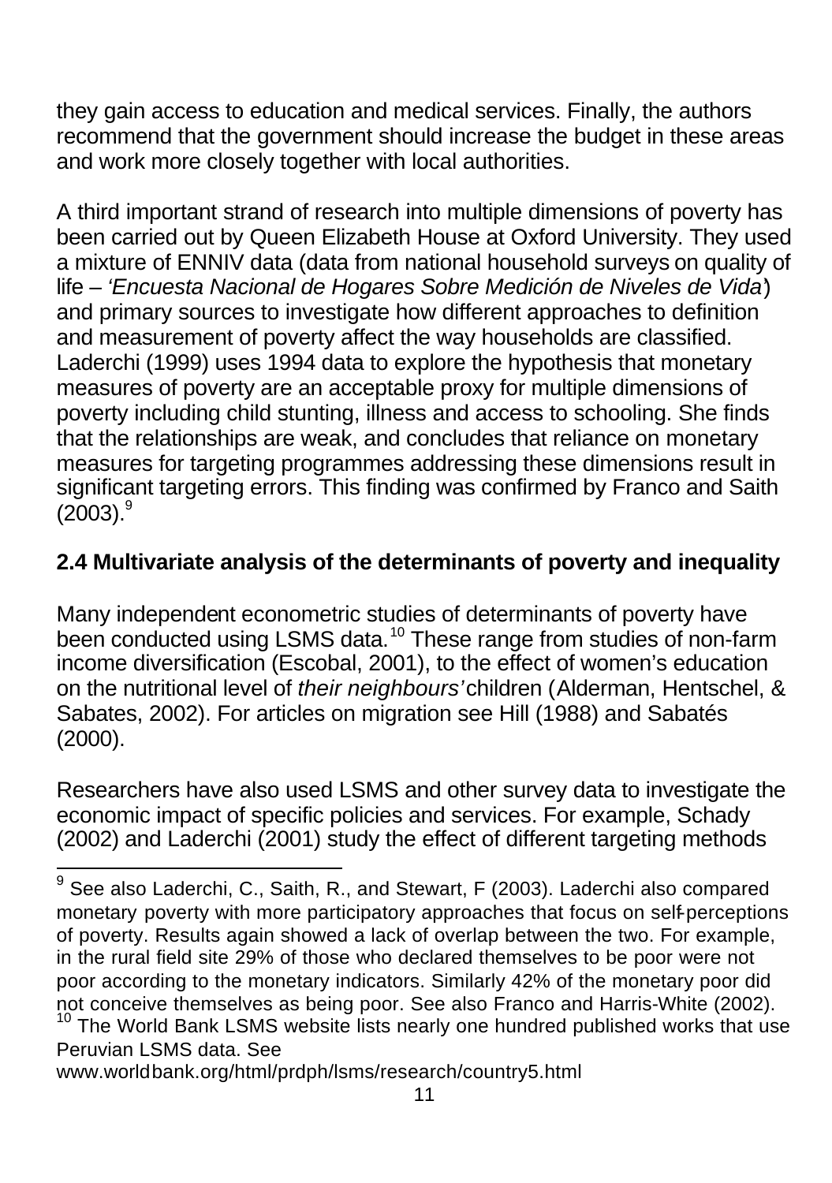they gain access to education and medical services. Finally, the authors recommend that the government should increase the budget in these areas and work more closely together with local authorities.

A third important strand of research into multiple dimensions of poverty has been carried out by Queen Elizabeth House at Oxford University. They used a mixture of ENNIV data (data from national household surveys on quality of life – *'Encuesta Nacional de Hogares Sobre Medición de Niveles de Vida'*) and primary sources to investigate how different approaches to definition and measurement of poverty affect the way households are classified. Laderchi (1999) uses 1994 data to explore the hypothesis that monetary measures of poverty are an acceptable proxy for multiple dimensions of poverty including child stunting, illness and access to schooling. She finds that the relationships are weak, and concludes that reliance on monetary measures for targeting programmes addressing these dimensions result in significant targeting errors. This finding was confirmed by Franco and Saith (2003).[9]

## 2.4 Multivariate analysis of the determinants of poverty and inequality

Many independent econometric studies of determinants of poverty have been conducted using LSMS data.[10] These range from studies of non-farm income diversification (Escobal, 2001), to the effect of women's education on the nutritional level of *their neighbours'* children (Alderman, Hentschel, & Sabates, 2002). For articles on migration see Hill (1988) and Sabatés (2000).

Researchers have also used LSMS and other survey data to investigate the economic impact of specific policies and services. For example, Schady (2002) and Laderchi (2001) study the effect of different targeting methods

---

[9] See also Laderchi, C., Saith, R., and Stewart, F (2003). Laderchi also compared monetary poverty with more participatory approaches that focus on self-perceptions of poverty. Results again showed a lack of overlap between the two. For example, in the rural field site 29% of those who declared themselves to be poor were not poor according to the monetary indicators. Similarly 42% of the monetary poor did not conceive themselves as being poor. See also Franco and Harris-White (2002).

[10] The World Bank LSMS website lists nearly one hundred published works that use Peruvian LSMS data. See www.worldbank.org/html/prdph/lsms/research/country5.html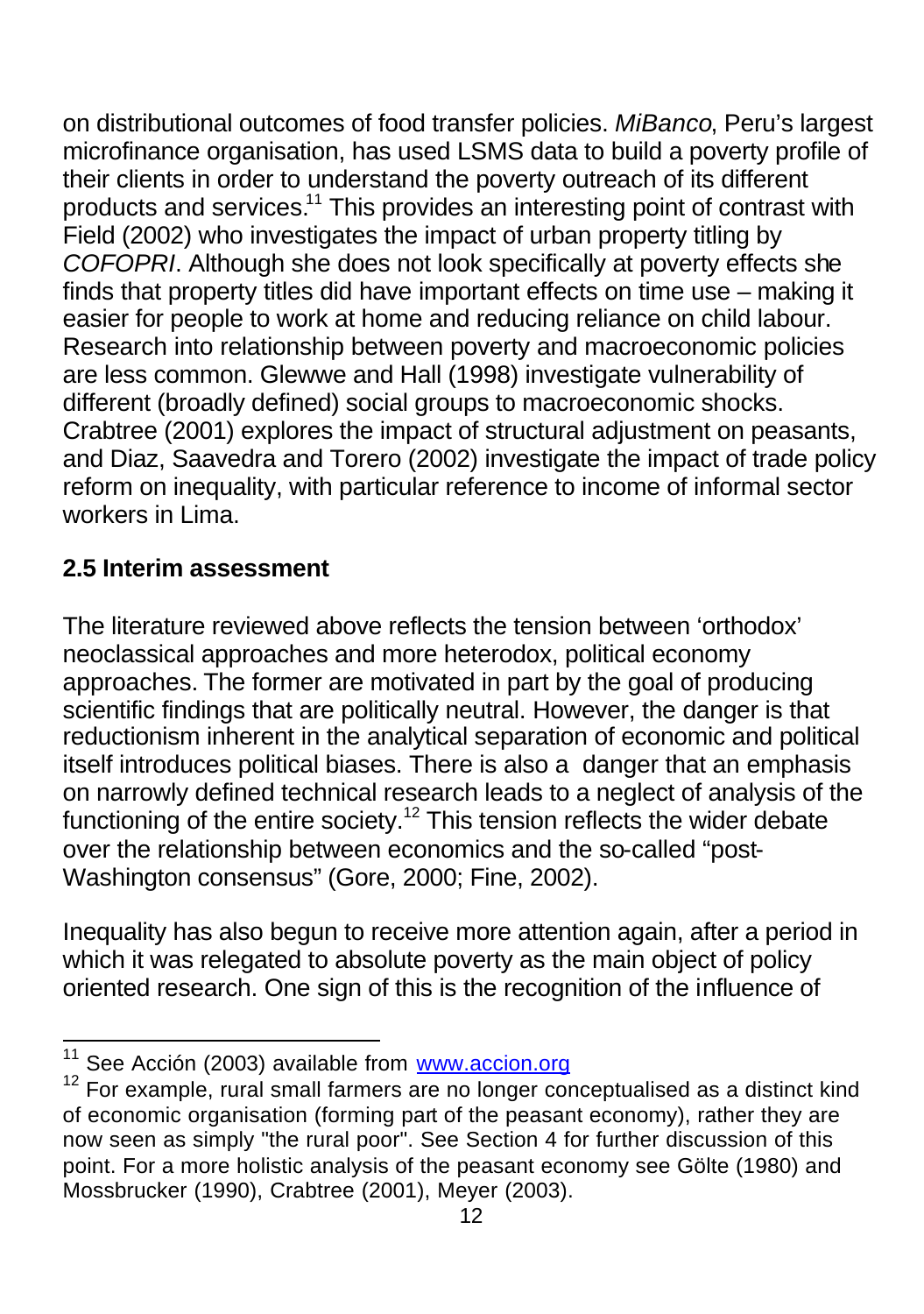on distributional outcomes of food transfer policies. *MiBanco*, Peru's largest microfinance organisation, has used LSMS data to build a poverty profile of their clients in order to understand the poverty outreach of its different products and services.[11] This provides an interesting point of contrast with Field (2002) who investigates the impact of urban property titling by *COFOPRI*. Although she does not look specifically at poverty effects she finds that property titles did have important effects on time use – making it easier for people to work at home and reducing reliance on child labour. Research into relationship between poverty and macroeconomic policies are less common. Glewwe and Hall (1998) investigate vulnerability of different (broadly defined) social groups to macroeconomic shocks. Crabtree (2001) explores the impact of structural adjustment on peasants, and Diaz, Saavedra and Torero (2002) investigate the impact of trade policy reform on inequality, with particular reference to income of informal sector workers in Lima.

## 2.5 Interim assessment

The literature reviewed above reflects the tension between 'orthodox' neoclassical approaches and more heterodox, political economy approaches. The former are motivated in part by the goal of producing scientific findings that are politically neutral. However, the danger is that reductionism inherent in the analytical separation of economic and political itself introduces political biases. There is also a danger that an emphasis on narrowly defined technical research leads to a neglect of analysis of the functioning of the entire society.[12] This tension reflects the wider debate over the relationship between economics and the so-called "post-Washington consensus" (Gore, 2000; Fine, 2002).

Inequality has also begun to receive more attention again, after a period in which it was relegated to absolute poverty as the main object of policy oriented research. One sign of this is the recognition of the influence of

---

[11] See Acción (2003) available from [www.accion.org](http://www.accion.org)

[12] For example, rural small farmers are no longer conceptualised as a distinct kind of economic organisation (forming part of the peasant economy), rather they are now seen as simply "the rural poor". See Section 4 for further discussion of this point. For a more holistic analysis of the peasant economy see Gölte (1980) and Mossbrucker (1990), Crabtree (2001), Meyer (2003).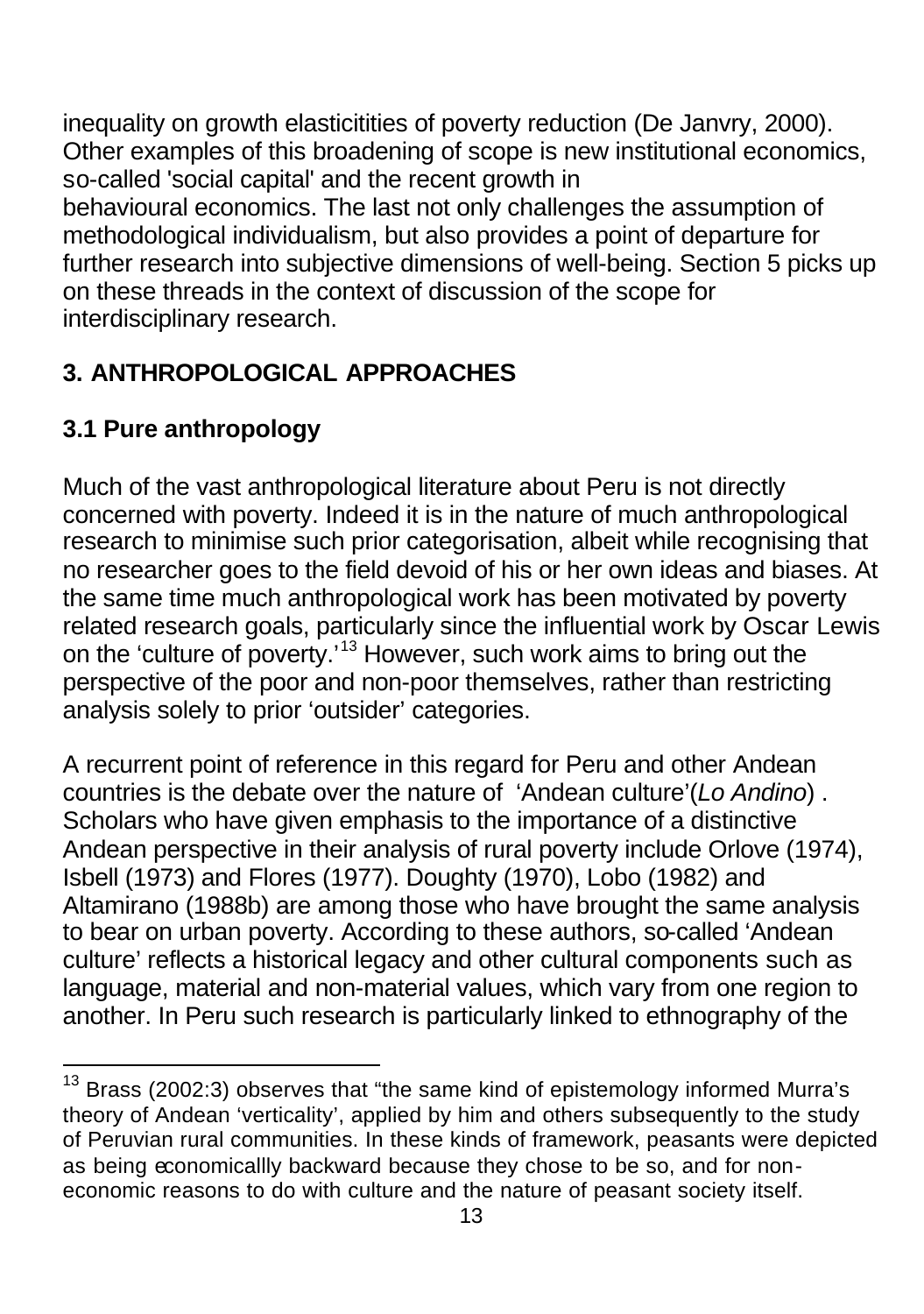inequality on growth elasticitities of poverty reduction (De Janvry, 2000). Other examples of this broadening of scope is new institutional economics, so-called 'social capital' and the recent growth in behavioural economics. The last not only challenges the assumption of methodological individualism, but also provides a point of departure for further research into subjective dimensions of well-being. Section 5 picks up on these threads in the context of discussion of the scope for interdisciplinary research.

## 3. ANTHROPOLOGICAL APPROACHES

### 3.1 Pure anthropology

Much of the vast anthropological literature about Peru is not directly concerned with poverty. Indeed it is in the nature of much anthropological research to minimise such prior categorisation, albeit while recognising that no researcher goes to the field devoid of his or her own ideas and biases. At the same time much anthropological work has been motivated by poverty related research goals, particularly since the influential work by Oscar Lewis on the 'culture of poverty.'[13] However, such work aims to bring out the perspective of the poor and non-poor themselves, rather than restricting analysis solely to prior 'outsider' categories.

A recurrent point of reference in this regard for Peru and other Andean countries is the debate over the nature of 'Andean culture'(*Lo Andino*) . Scholars who have given emphasis to the importance of a distinctive Andean perspective in their analysis of rural poverty include Orlove (1974), Isbell (1973) and Flores (1977). Doughty (1970), Lobo (1982) and Altamirano (1988b) are among those who have brought the same analysis to bear on urban poverty. According to these authors, so-called 'Andean culture' reflects a historical legacy and other cultural components such as language, material and non-material values, which vary from one region to another. In Peru such research is particularly linked to ethnography of the

---

[13] Brass (2002:3) observes that "the same kind of epistemology informed Murra's theory of Andean 'verticality', applied by him and others subsequently to the study of Peruvian rural communities. In these kinds of framework, peasants were depicted as being economicallly backward because they chose to be so, and for non-economic reasons to do with culture and the nature of peasant society itself.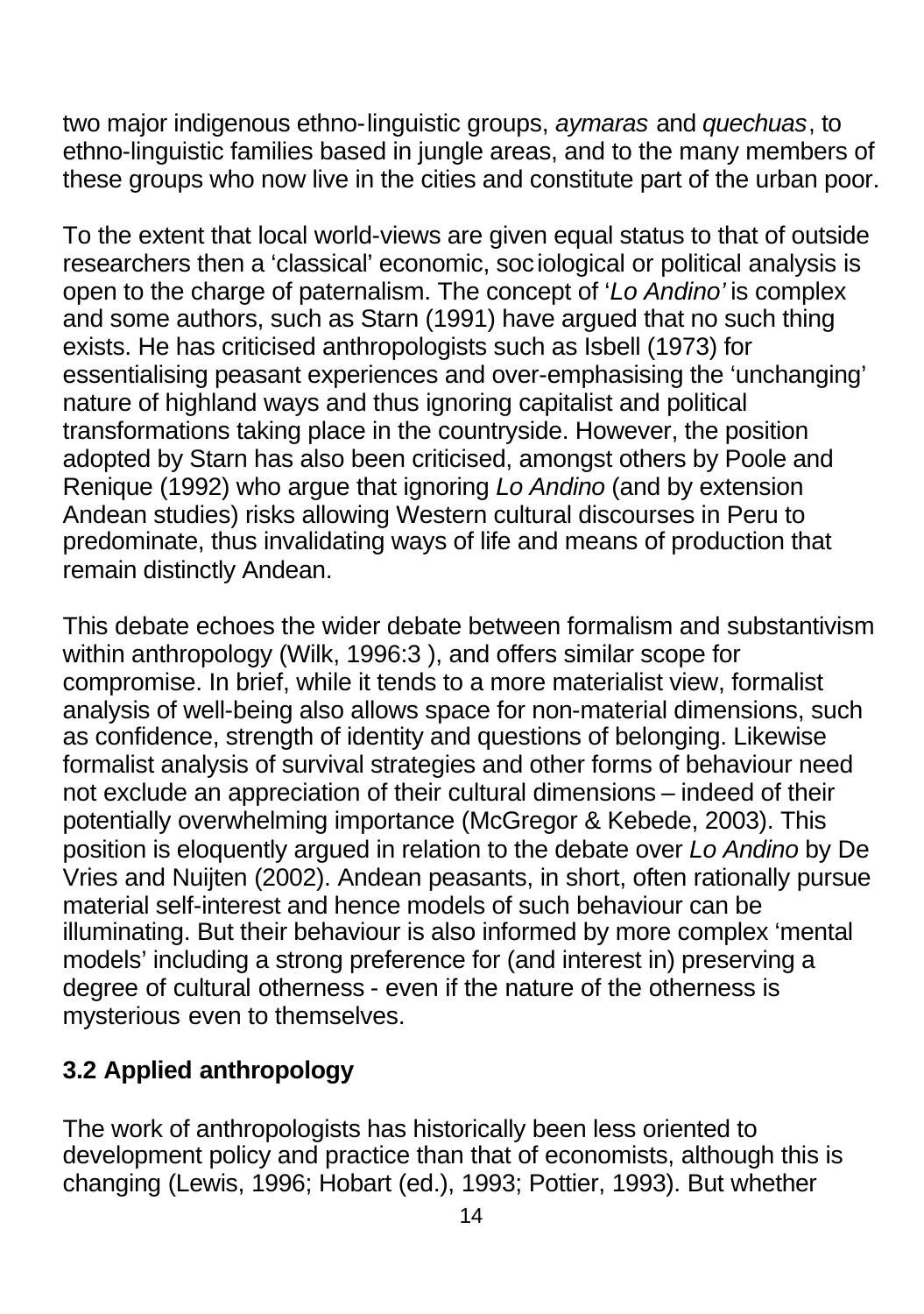two major indigenous ethno-linguistic groups, *aymaras* and *quechuas*, to ethno-linguistic families based in jungle areas, and to the many members of these groups who now live in the cities and constitute part of the urban poor.

To the extent that local world-views are given equal status to that of outside researchers then a 'classical' economic, sociological or political analysis is open to the charge of paternalism. The concept of '*Lo Andino'* is complex and some authors, such as Starn (1991) have argued that no such thing exists. He has criticised anthropologists such as Isbell (1973) for essentialising peasant experiences and over-emphasising the 'unchanging' nature of highland ways and thus ignoring capitalist and political transformations taking place in the countryside. However, the position adopted by Starn has also been criticised, amongst others by Poole and Renique (1992) who argue that ignoring *Lo Andino* (and by extension Andean studies) risks allowing Western cultural discourses in Peru to predominate, thus invalidating ways of life and means of production that remain distinctly Andean.

This debate echoes the wider debate between formalism and substantivism within anthropology (Wilk, 1996:3 ), and offers similar scope for compromise. In brief, while it tends to a more materialist view, formalist analysis of well-being also allows space for non-material dimensions, such as confidence, strength of identity and questions of belonging. Likewise formalist analysis of survival strategies and other forms of behaviour need not exclude an appreciation of their cultural dimensions – indeed of their potentially overwhelming importance (McGregor & Kebede, 2003). This position is eloquently argued in relation to the debate over *Lo Andino* by De Vries and Nuijten (2002). Andean peasants, in short, often rationally pursue material self-interest and hence models of such behaviour can be illuminating. But their behaviour is also informed by more complex 'mental models' including a strong preference for (and interest in) preserving a degree of cultural otherness - even if the nature of the otherness is mysterious even to themselves.

### 3.2 Applied anthropology

The work of anthropologists has historically been less oriented to development policy and practice than that of economists, although this is changing (Lewis, 1996; Hobart (ed.), 1993; Pottier, 1993). But whether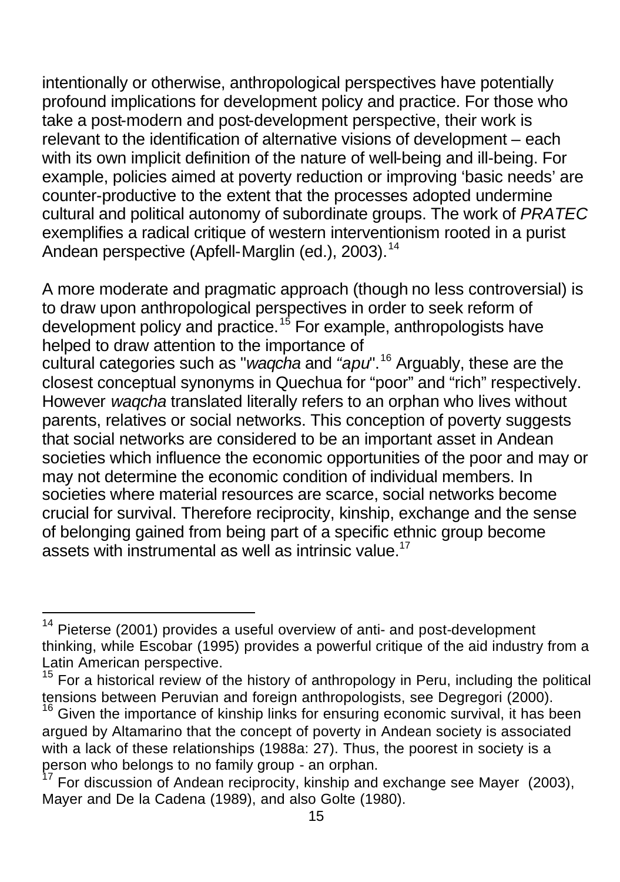intentionally or otherwise, anthropological perspectives have potentially profound implications for development policy and practice. For those who take a post-modern and post-development perspective, their work is relevant to the identification of alternative visions of development – each with its own implicit definition of the nature of well-being and ill-being. For example, policies aimed at poverty reduction or improving 'basic needs' are counter-productive to the extent that the processes adopted undermine cultural and political autonomy of subordinate groups. The work of *PRATEC* exemplifies a radical critique of western interventionism rooted in a purist Andean perspective (Apfell-Marglin (ed.), 2003).[14]

A more moderate and pragmatic approach (though no less controversial) is to draw upon anthropological perspectives in order to seek reform of development policy and practice.[15] For example, anthropologists have helped to draw attention to the importance of cultural categories such as "*waqcha* and "*apu*".[16] Arguably, these are the closest conceptual synonyms in Quechua for "poor" and "rich" respectively. However *waqcha* translated literally refers to an orphan who lives without parents, relatives or social networks. This conception of poverty suggests that social networks are considered to be an important asset in Andean societies which influence the economic opportunities of the poor and may or may not determine the economic condition of individual members. In societies where material resources are scarce, social networks become crucial for survival. Therefore reciprocity, kinship, exchange and the sense of belonging gained from being part of a specific ethnic group become assets with instrumental as well as intrinsic value.[17]

---

[14] Pieterse (2001) provides a useful overview of anti- and post-development thinking, while Escobar (1995) provides a powerful critique of the aid industry from a Latin American perspective.

[15] For a historical review of the history of anthropology in Peru, including the political tensions between Peruvian and foreign anthropologists, see Degregori (2000).

[16] Given the importance of kinship links for ensuring economic survival, it has been argued by Altamarino that the concept of poverty in Andean society is associated with a lack of these relationships (1988a: 27). Thus, the poorest in society is a person who belongs to no family group - an orphan.

[17] For discussion of Andean reciprocity, kinship and exchange see Mayer (2003), Mayer and De la Cadena (1989), and also Golte (1980).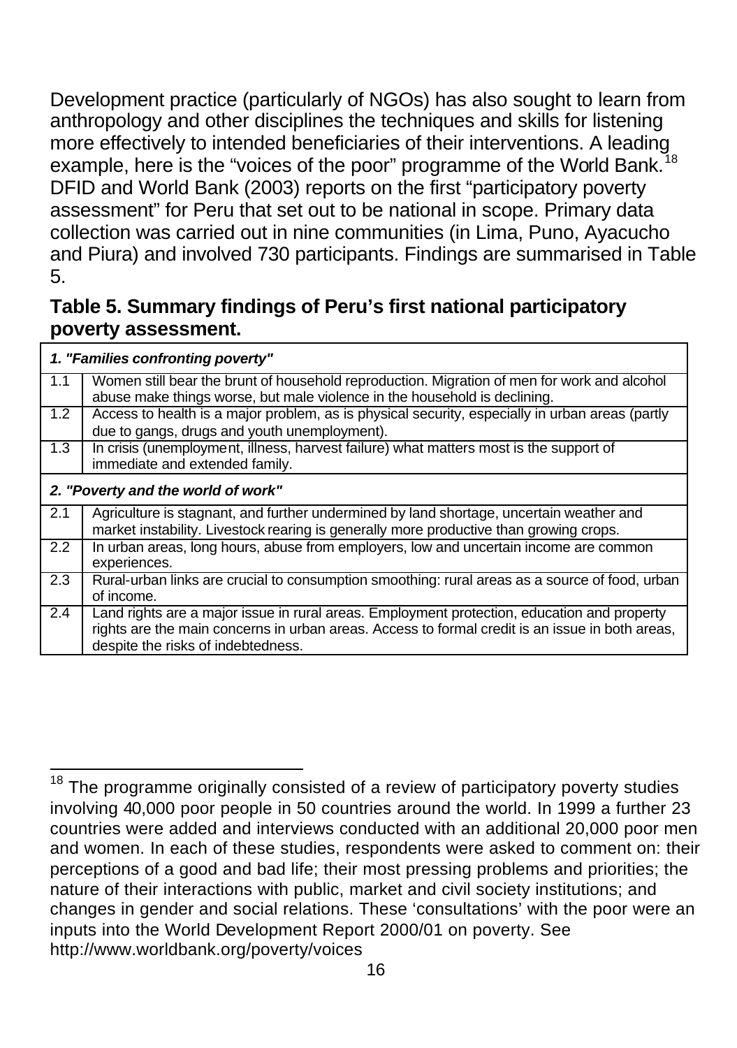Development practice (particularly of NGOs) has also sought to learn from anthropology and other disciplines the techniques and skills for listening more effectively to intended beneficiaries of their interventions. A leading example, here is the "voices of the poor" programme of the World Bank.[18] DFID and World Bank (2003) reports on the first "participatory poverty assessment" for Peru that set out to be national in scope. Primary data collection was carried out in nine communities (in Lima, Puno, Ayacucho and Piura) and involved 730 participants. Findings are summarised in Table 5.

### Table 5. Summary findings of Peru's first national participatory poverty assessment.

| | |
|---|---|
| ***1. "Families confronting poverty"*** | |
| 1.1 | Women still bear the brunt of household reproduction. Migration of men for work and alcohol abuse make things worse, but male violence in the household is declining. |
| 1.2 | Access to health is a major problem, as is physical security, especially in urban areas (partly due to gangs, drugs and youth unemployment). |
| 1.3 | In crisis (unemployment, illness, harvest failure) what matters most is the support of immediate and extended family. |
| ***2. "Poverty and the world of work"*** | |
| 2.1 | Agriculture is stagnant, and further undermined by land shortage, uncertain weather and market instability. Livestock rearing is generally more productive than growing crops. |
| 2.2 | In urban areas, long hours, abuse from employers, low and uncertain income are common experiences. |
| 2.3 | Rural-urban links are crucial to consumption smoothing: rural areas as a source of food, urban of income. |
| 2.4 | Land rights are a major issue in rural areas. Employment protection, education and property rights are the main concerns in urban areas. Access to formal credit is an issue in both areas, despite the risks of indebtedness. |

[18] The programme originally consisted of a review of participatory poverty studies involving 40,000 poor people in 50 countries around the world. In 1999 a further 23 countries were added and interviews conducted with an additional 20,000 poor men and women. In each of these studies, respondents were asked to comment on: their perceptions of a good and bad life; their most pressing problems and priorities; the nature of their interactions with public, market and civil society institutions; and changes in gender and social relations. These 'consultations' with the poor were an inputs into the World Development Report 2000/01 on poverty. See http://www.worldbank.org/poverty/voices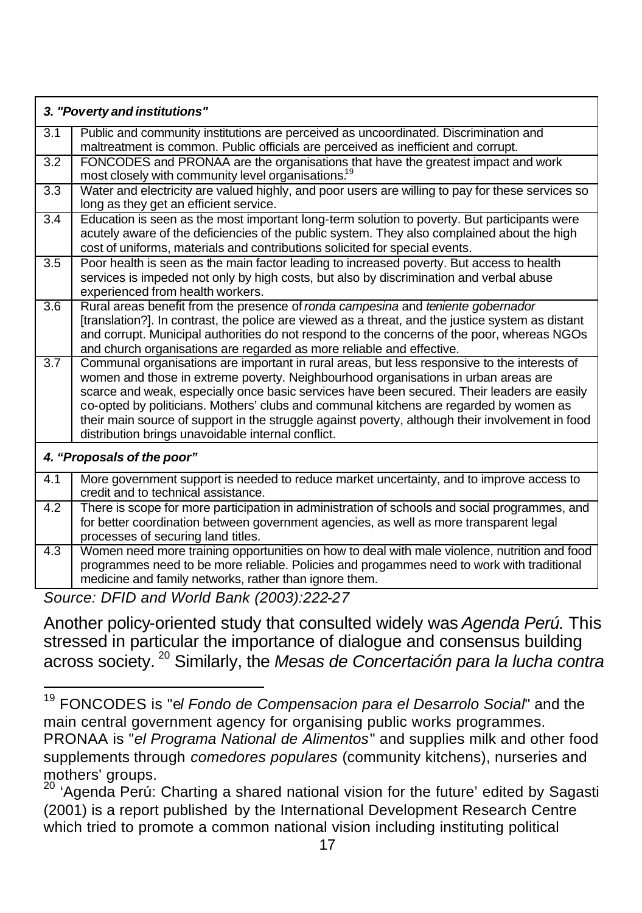| 3. "Poverty and institutions" | |
|---|---|
| 3.1 | Public and community institutions are perceived as uncoordinated. Discrimination and maltreatment is common. Public officials are perceived as inefficient and corrupt. |
| 3.2 | FONCODES and PRONAA are the organisations that have the greatest impact and work most closely with community level organisations.[19] |
| 3.3 | Water and electricity are valued highly, and poor users are willing to pay for these services so long as they get an efficient service. |
| 3.4 | Education is seen as the most important long-term solution to poverty. But participants were acutely aware of the deficiencies of the public system. They also complained about the high cost of uniforms, materials and contributions solicited for special events. |
| 3.5 | Poor health is seen as the main factor leading to increased poverty. But access to health services is impeded not only by high costs, but also by discrimination and verbal abuse experienced from health workers. |
| 3.6 | Rural areas benefit from the presence of *ronda campesina* and *teniente gobernador* [translation?]. In contrast, the police are viewed as a threat, and the justice system as distant and corrupt. Municipal authorities do not respond to the concerns of the poor, whereas NGOs and church organisations are regarded as more reliable and effective. |
| 3.7 | Communal organisations are important in rural areas, but less responsive to the interests of women and those in extreme poverty. Neighbourhood organisations in urban areas are scarce and weak, especially once basic services have been secured. Their leaders are easily co-opted by politicians. Mothers' clubs and communal kitchens are regarded by women as their main source of support in the struggle against poverty, although their involvement in food distribution brings unavoidable internal conflict. |
| **4. "Proposals of the poor"** | |
| 4.1 | More government support is needed to reduce market uncertainty, and to improve access to credit and to technical assistance. |
| 4.2 | There is scope for more participation in administration of schools and social programmes, and for better coordination between government agencies, as well as more transparent legal processes of securing land titles. |
| 4.3 | Women need more training opportunities on how to deal with male violence, nutrition and food programmes need to be more reliable. Policies and progammes need to work with traditional medicine and family networks, rather than ignore them. |

*Source: DFID and World Bank (2003):222-27*

Another policy-oriented study that consulted widely was *Agenda Perú.* This stressed in particular the importance of dialogue and consensus building across society.[20] Similarly, the *Mesas de Concertación para la lucha contra*

---

[19] FONCODES is "*el Fondo de Compensacion para el Desarrolo Social*" and the main central government agency for organising public works programmes. PRONAA is "*el Programa National de Alimentos*" and supplies milk and other food supplements through *comedores populares* (community kitchens), nurseries and mothers' groups.

[20] 'Agenda Perú: Charting a shared national vision for the future' edited by Sagasti (2001) is a report published by the International Development Research Centre which tried to promote a common national vision including instituting political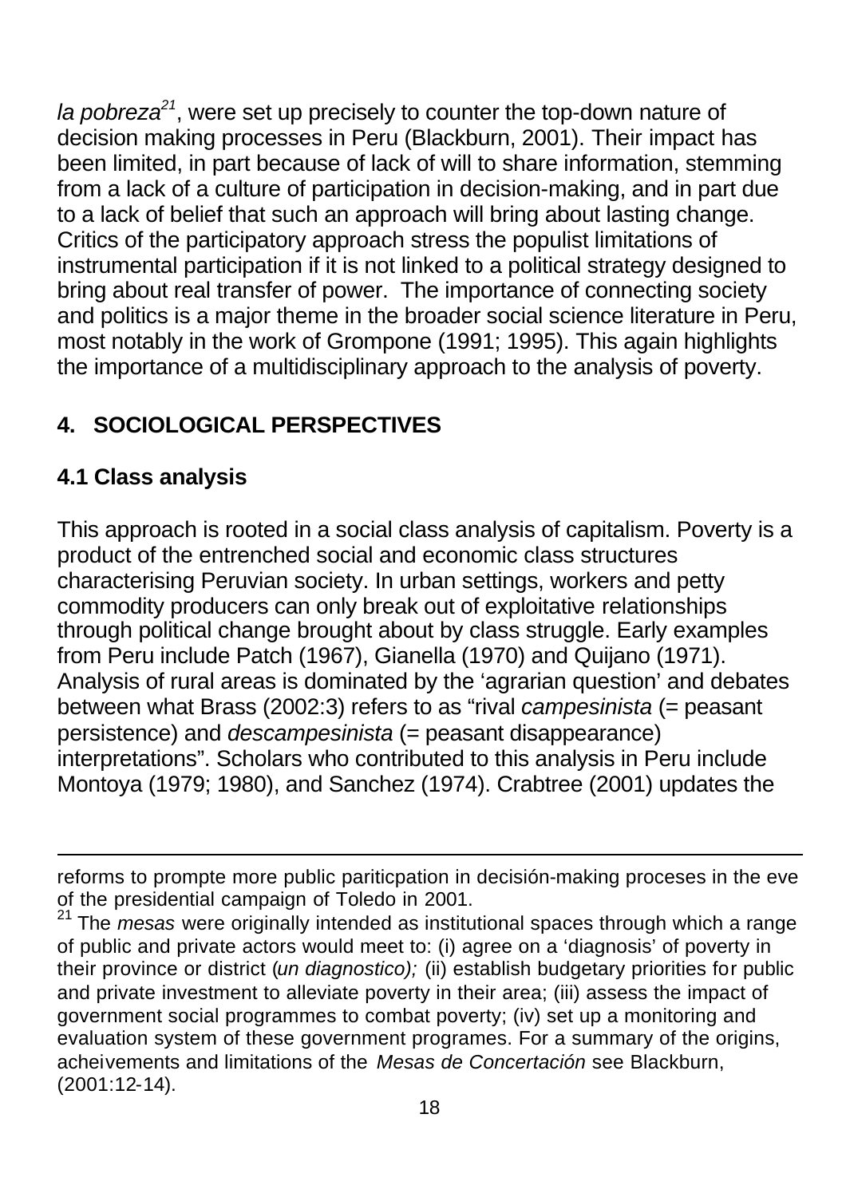*la pobreza*[21], were set up precisely to counter the top-down nature of decision making processes in Peru (Blackburn, 2001). Their impact has been limited, in part because of lack of will to share information, stemming from a lack of a culture of participation in decision-making, and in part due to a lack of belief that such an approach will bring about lasting change. Critics of the participatory approach stress the populist limitations of instrumental participation if it is not linked to a political strategy designed to bring about real transfer of power. The importance of connecting society and politics is a major theme in the broader social science literature in Peru, most notably in the work of Grompone (1991; 1995). This again highlights the importance of a multidisciplinary approach to the analysis of poverty.

## 4. SOCIOLOGICAL PERSPECTIVES

### 4.1 Class analysis

This approach is rooted in a social class analysis of capitalism. Poverty is a product of the entrenched social and economic class structures characterising Peruvian society. In urban settings, workers and petty commodity producers can only break out of exploitative relationships through political change brought about by class struggle. Early examples from Peru include Patch (1967), Gianella (1970) and Quijano (1971). Analysis of rural areas is dominated by the 'agrarian question' and debates between what Brass (2002:3) refers to as "rival *campesinista* (= peasant persistence) and *descampesinista* (= peasant disappearance) interpretations". Scholars who contributed to this analysis in Peru include Montoya (1979; 1980), and Sanchez (1974). Crabtree (2001) updates the

---

reforms to prompte more public pariticpation in decisión-making proceses in the eve of the presidential campaign of Toledo in 2001.

[21] The *mesas* were originally intended as institutional spaces through which a range of public and private actors would meet to: (i) agree on a 'diagnosis' of poverty in their province or district (*un diagnostico);* (ii) establish budgetary priorities for public and private investment to alleviate poverty in their area; (iii) assess the impact of government social programmes to combat poverty; (iv) set up a monitoring and evaluation system of these government programes. For a summary of the origins, acheivements and limitations of the *Mesas de Concertación* see Blackburn, (2001:12-14).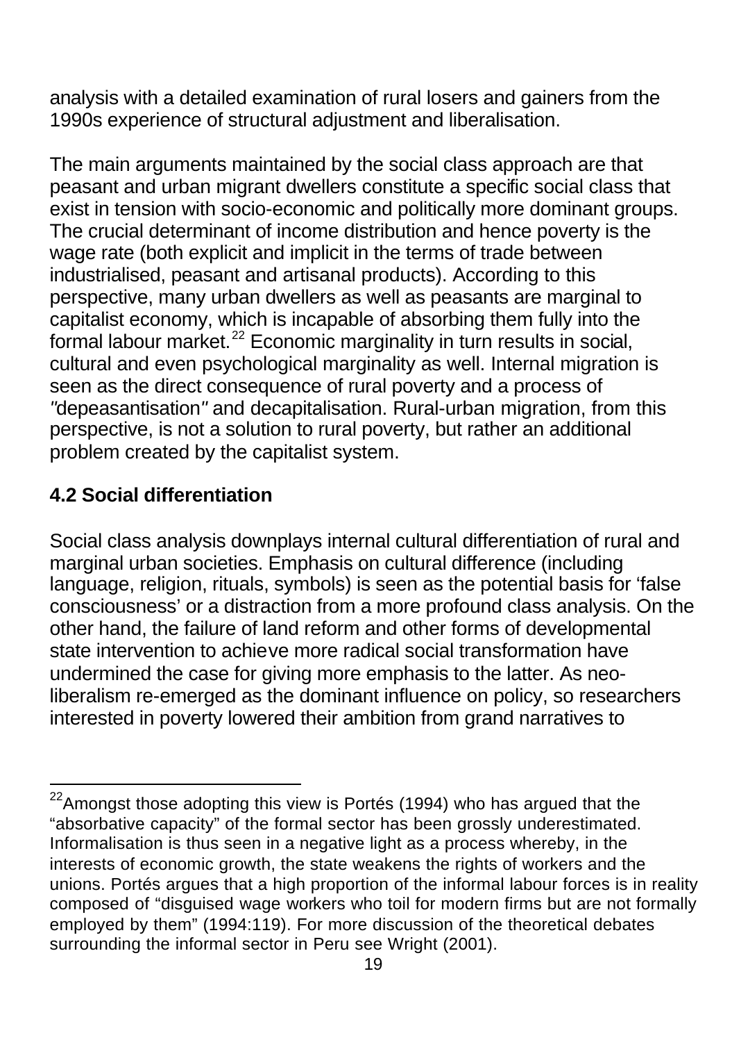analysis with a detailed examination of rural losers and gainers from the 1990s experience of structural adjustment and liberalisation.

The main arguments maintained by the social class approach are that peasant and urban migrant dwellers constitute a specific social class that exist in tension with socio-economic and politically more dominant groups. The crucial determinant of income distribution and hence poverty is the wage rate (both explicit and implicit in the terms of trade between industrialised, peasant and artisanal products). According to this perspective, many urban dwellers as well as peasants are marginal to capitalist economy, which is incapable of absorbing them fully into the formal labour market.[22] Economic marginality in turn results in social, cultural and even psychological marginality as well. Internal migration is seen as the direct consequence of rural poverty and a process of "depeasantisation" and decapitalisation. Rural-urban migration, from this perspective, is not a solution to rural poverty, but rather an additional problem created by the capitalist system.

## 4.2 Social differentiation

Social class analysis downplays internal cultural differentiation of rural and marginal urban societies. Emphasis on cultural difference (including language, religion, rituals, symbols) is seen as the potential basis for 'false consciousness' or a distraction from a more profound class analysis. On the other hand, the failure of land reform and other forms of developmental state intervention to achieve more radical social transformation have undermined the case for giving more emphasis to the latter. As neo-liberalism re-emerged as the dominant influence on policy, so researchers interested in poverty lowered their ambition from grand narratives to

[22] Amongst those adopting this view is Portés (1994) who has argued that the "absorbative capacity" of the formal sector has been grossly underestimated. Informalisation is thus seen in a negative light as a process whereby, in the interests of economic growth, the state weakens the rights of workers and the unions. Portés argues that a high proportion of the informal labour forces is in reality composed of "disguised wage workers who toil for modern firms but are not formally employed by them" (1994:119). For more discussion of the theoretical debates surrounding the informal sector in Peru see Wright (2001).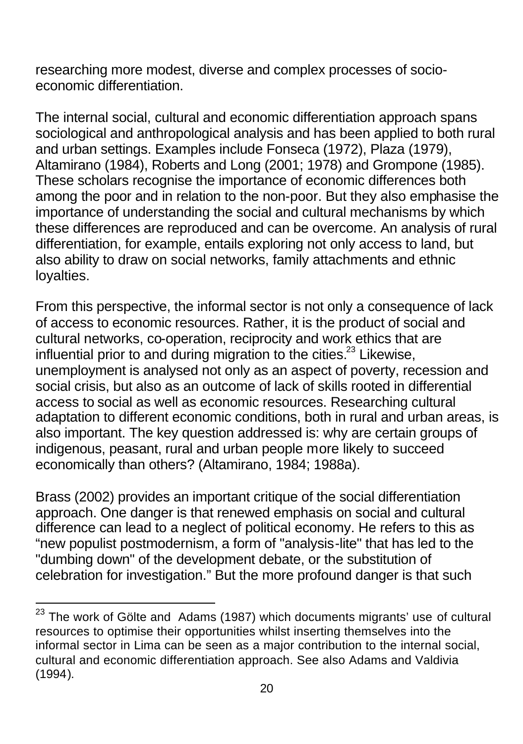researching more modest, diverse and complex processes of socio-economic differentiation.

The internal social, cultural and economic differentiation approach spans sociological and anthropological analysis and has been applied to both rural and urban settings. Examples include Fonseca (1972), Plaza (1979), Altamirano (1984), Roberts and Long (2001; 1978) and Grompone (1985). These scholars recognise the importance of economic differences both among the poor and in relation to the non-poor. But they also emphasise the importance of understanding the social and cultural mechanisms by which these differences are reproduced and can be overcome. An analysis of rural differentiation, for example, entails exploring not only access to land, but also ability to draw on social networks, family attachments and ethnic loyalties.

From this perspective, the informal sector is not only a consequence of lack of access to economic resources. Rather, it is the product of social and cultural networks, co-operation, reciprocity and work ethics that are influential prior to and during migration to the cities.[23] Likewise, unemployment is analysed not only as an aspect of poverty, recession and social crisis, but also as an outcome of lack of skills rooted in differential access to social as well as economic resources. Researching cultural adaptation to different economic conditions, both in rural and urban areas, is also important. The key question addressed is: why are certain groups of indigenous, peasant, rural and urban people more likely to succeed economically than others? (Altamirano, 1984; 1988a).

Brass (2002) provides an important critique of the social differentiation approach. One danger is that renewed emphasis on social and cultural difference can lead to a neglect of political economy. He refers to this as "new populist postmodernism, a form of "analysis-lite" that has led to the "dumbing down" of the development debate, or the substitution of celebration for investigation." But the more profound danger is that such

[23] The work of Gölte and Adams (1987) which documents migrants' use of cultural resources to optimise their opportunities whilst inserting themselves into the informal sector in Lima can be seen as a major contribution to the internal social, cultural and economic differentiation approach. See also Adams and Valdivia (1994).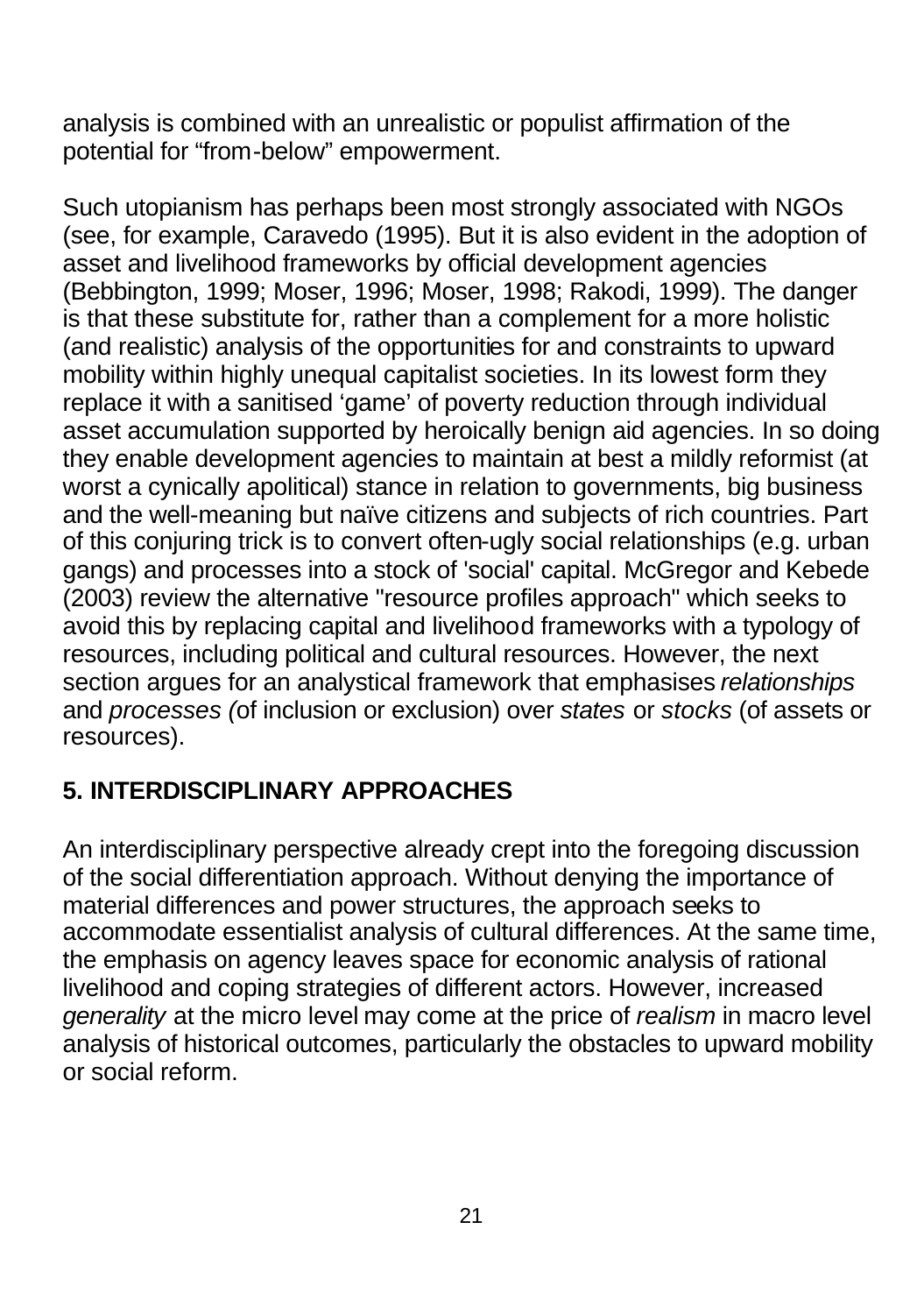analysis is combined with an unrealistic or populist affirmation of the potential for “from-below” empowerment.

Such utopianism has perhaps been most strongly associated with NGOs (see, for example, Caravedo (1995). But it is also evident in the adoption of asset and livelihood frameworks by official development agencies (Bebbington, 1999; Moser, 1996; Moser, 1998; Rakodi, 1999). The danger is that these substitute for, rather than a complement for a more holistic (and realistic) analysis of the opportunities for and constraints to upward mobility within highly unequal capitalist societies. In its lowest form they replace it with a sanitised ‘game’ of poverty reduction through individual asset accumulation supported by heroically benign aid agencies. In so doing they enable development agencies to maintain at best a mildly reformist (at worst a cynically apolitical) stance in relation to governments, big business and the well-meaning but naïve citizens and subjects of rich countries. Part of this conjuring trick is to convert often-ugly social relationships (e.g. urban gangs) and processes into a stock of 'social' capital. McGregor and Kebede (2003) review the alternative "resource profiles approach" which seeks to avoid this by replacing capital and livelihood frameworks with a typology of resources, including political and cultural resources. However, the next section argues for an analystical framework that emphasises *relationships* and *processes (*of inclusion or exclusion) over *states* or *stocks* (of assets or resources).

## 5. INTERDISCIPLINARY APPROACHES

An interdisciplinary perspective already crept into the foregoing discussion of the social differentiation approach. Without denying the importance of material differences and power structures, the approach seeks to accommodate essentialist analysis of cultural differences. At the same time, the emphasis on agency leaves space for economic analysis of rational livelihood and coping strategies of different actors. However, increased *generality* at the micro level may come at the price of *realism* in macro level analysis of historical outcomes, particularly the obstacles to upward mobility or social reform.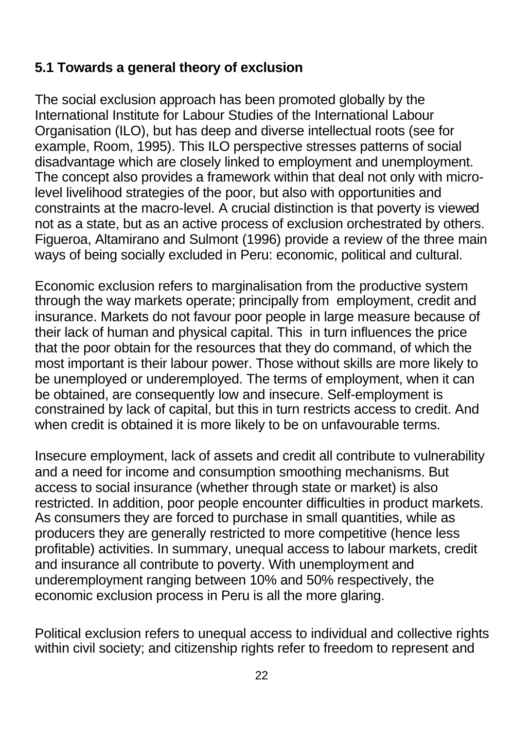## 5.1 Towards a general theory of exclusion

The social exclusion approach has been promoted globally by the International Institute for Labour Studies of the International Labour Organisation (ILO), but has deep and diverse intellectual roots (see for example, Room, 1995). This ILO perspective stresses patterns of social disadvantage which are closely linked to employment and unemployment. The concept also provides a framework within that deal not only with micro-level livelihood strategies of the poor, but also with opportunities and constraints at the macro-level. A crucial distinction is that poverty is viewed not as a state, but as an active process of exclusion orchestrated by others. Figueroa, Altamirano and Sulmont (1996) provide a review of the three main ways of being socially excluded in Peru: economic, political and cultural.

Economic exclusion refers to marginalisation from the productive system through the way markets operate; principally from employment, credit and insurance. Markets do not favour poor people in large measure because of their lack of human and physical capital. This in turn influences the price that the poor obtain for the resources that they do command, of which the most important is their labour power. Those without skills are more likely to be unemployed or underemployed. The terms of employment, when it can be obtained, are consequently low and insecure. Self-employment is constrained by lack of capital, but this in turn restricts access to credit. And when credit is obtained it is more likely to be on unfavourable terms.

Insecure employment, lack of assets and credit all contribute to vulnerability and a need for income and consumption smoothing mechanisms. But access to social insurance (whether through state or market) is also restricted. In addition, poor people encounter difficulties in product markets. As consumers they are forced to purchase in small quantities, while as producers they are generally restricted to more competitive (hence less profitable) activities. In summary, unequal access to labour markets, credit and insurance all contribute to poverty. With unemployment and underemployment ranging between 10% and 50% respectively, the economic exclusion process in Peru is all the more glaring.

Political exclusion refers to unequal access to individual and collective rights within civil society; and citizenship rights refer to freedom to represent and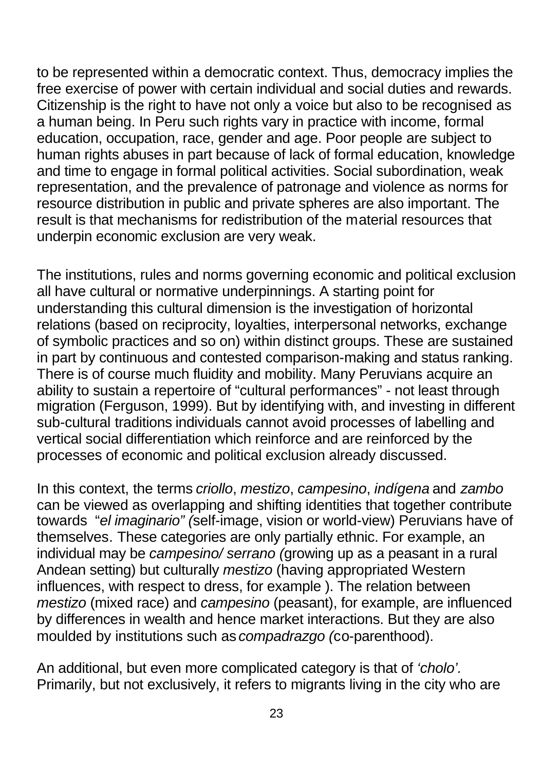to be represented within a democratic context. Thus, democracy implies the free exercise of power with certain individual and social duties and rewards. Citizenship is the right to have not only a voice but also to be recognised as a human being. In Peru such rights vary in practice with income, formal education, occupation, race, gender and age. Poor people are subject to human rights abuses in part because of lack of formal education, knowledge and time to engage in formal political activities. Social subordination, weak representation, and the prevalence of patronage and violence as norms for resource distribution in public and private spheres are also important. The result is that mechanisms for redistribution of the material resources that underpin economic exclusion are very weak.

The institutions, rules and norms governing economic and political exclusion all have cultural or normative underpinnings. A starting point for understanding this cultural dimension is the investigation of horizontal relations (based on reciprocity, loyalties, interpersonal networks, exchange of symbolic practices and so on) within distinct groups. These are sustained in part by continuous and contested comparison-making and status ranking. There is of course much fluidity and mobility. Many Peruvians acquire an ability to sustain a repertoire of "cultural performances" - not least through migration (Ferguson, 1999). But by identifying with, and investing in different sub-cultural traditions individuals cannot avoid processes of labelling and vertical social differentiation which reinforce and are reinforced by the processes of economic and political exclusion already discussed.

In this context, the terms *criollo*, *mestizo*, *campesino*, *indígena* and *zambo* can be viewed as overlapping and shifting identities that together contribute towards "*el imaginario" (*self-image, vision or world-view) Peruvians have of themselves. These categories are only partially ethnic. For example, an individual may be *campesino/ serrano (*growing up as a peasant in a rural Andean setting) but culturally *mestizo* (having appropriated Western influences, with respect to dress, for example ). The relation between *mestizo* (mixed race) and *campesino* (peasant), for example, are influenced by differences in wealth and hence market interactions. But they are also moulded by institutions such as *compadrazgo (*co-parenthood).

An additional, but even more complicated category is that of *'cholo'.* Primarily, but not exclusively, it refers to migrants living in the city who are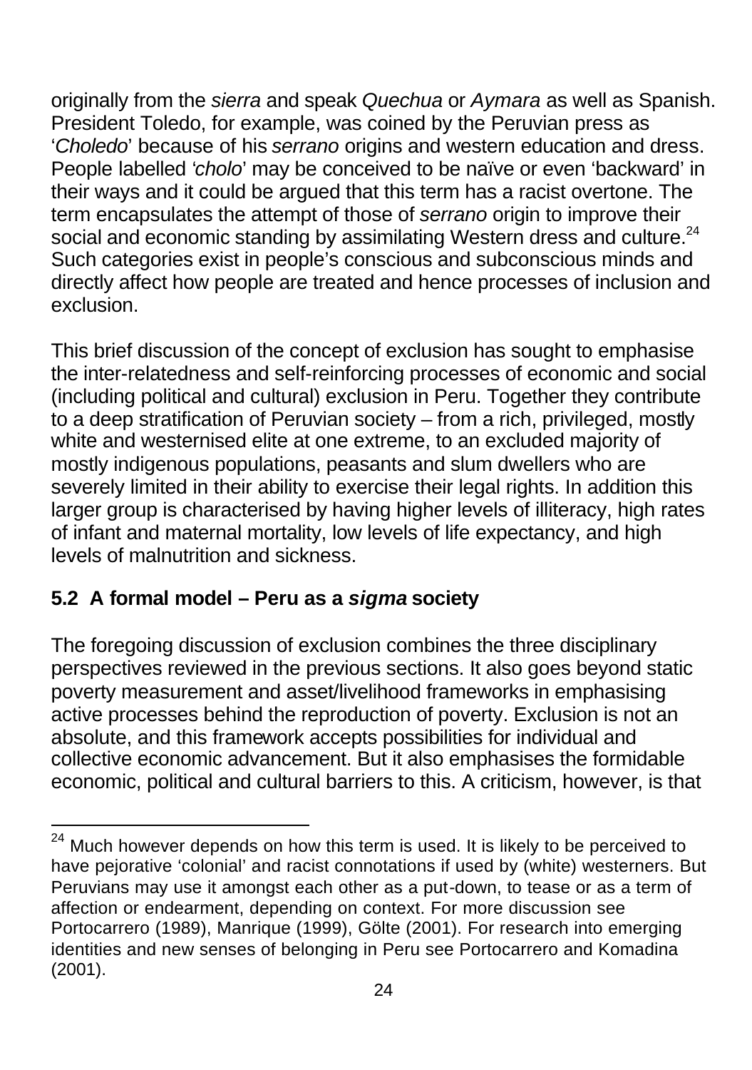originally from the *sierra* and speak *Quechua* or *Aymara* as well as Spanish. President Toledo, for example, was coined by the Peruvian press as '*Choledo*' because of his *serrano* origins and western education and dress. People labelled '*cholo*' may be conceived to be naïve or even 'backward' in their ways and it could be argued that this term has a racist overtone. The term encapsulates the attempt of those of *serrano* origin to improve their social and economic standing by assimilating Western dress and culture.[24] Such categories exist in people's conscious and subconscious minds and directly affect how people are treated and hence processes of inclusion and exclusion.

This brief discussion of the concept of exclusion has sought to emphasise the inter-relatedness and self-reinforcing processes of economic and social (including political and cultural) exclusion in Peru. Together they contribute to a deep stratification of Peruvian society – from a rich, privileged, mostly white and westernised elite at one extreme, to an excluded majority of mostly indigenous populations, peasants and slum dwellers who are severely limited in their ability to exercise their legal rights. In addition this larger group is characterised by having higher levels of illiteracy, high rates of infant and maternal mortality, low levels of life expectancy, and high levels of malnutrition and sickness.

### 5.2 A formal model – Peru as a *sigma* society

The foregoing discussion of exclusion combines the three disciplinary perspectives reviewed in the previous sections. It also goes beyond static poverty measurement and asset/livelihood frameworks in emphasising active processes behind the reproduction of poverty. Exclusion is not an absolute, and this framework accepts possibilities for individual and collective economic advancement. But it also emphasises the formidable economic, political and cultural barriers to this. A criticism, however, is that

---

[24] Much however depends on how this term is used. It is likely to be perceived to have pejorative 'colonial' and racist connotations if used by (white) westerners. But Peruvians may use it amongst each other as a put-down, to tease or as a term of affection or endearment, depending on context. For more discussion see Portocarrero (1989), Manrique (1999), Gölte (2001). For research into emerging identities and new senses of belonging in Peru see Portocarrero and Komadina (2001).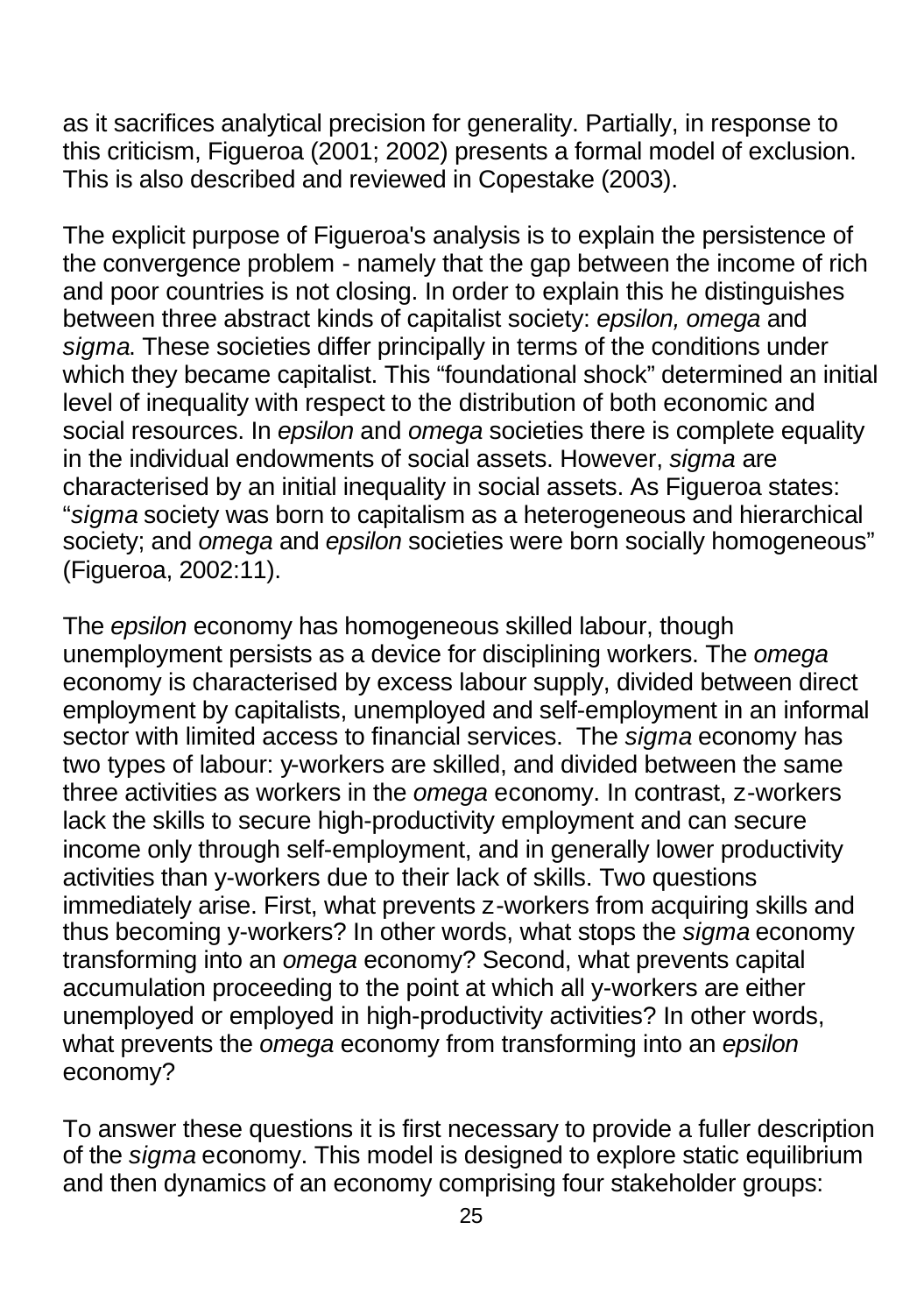as it sacrifices analytical precision for generality. Partially, in response to this criticism, Figueroa (2001; 2002) presents a formal model of exclusion. This is also described and reviewed in Copestake (2003).

The explicit purpose of Figueroa's analysis is to explain the persistence of the convergence problem - namely that the gap between the income of rich and poor countries is not closing. In order to explain this he distinguishes between three abstract kinds of capitalist society: *epsilon, omega* and *sigma*. These societies differ principally in terms of the conditions under which they became capitalist. This "foundational shock" determined an initial level of inequality with respect to the distribution of both economic and social resources. In *epsilon* and *omega* societies there is complete equality in the individual endowments of social assets. However, *sigma* are characterised by an initial inequality in social assets. As Figueroa states: "*sigma* society was born to capitalism as a heterogeneous and hierarchical society; and *omega* and *epsilon* societies were born socially homogeneous" (Figueroa, 2002:11).

The *epsilon* economy has homogeneous skilled labour, though unemployment persists as a device for disciplining workers. The *omega* economy is characterised by excess labour supply, divided between direct employment by capitalists, unemployed and self-employment in an informal sector with limited access to financial services. The *sigma* economy has two types of labour: y-workers are skilled, and divided between the same three activities as workers in the *omega* economy. In contrast, z-workers lack the skills to secure high-productivity employment and can secure income only through self-employment, and in generally lower productivity activities than y-workers due to their lack of skills. Two questions immediately arise. First, what prevents z-workers from acquiring skills and thus becoming y-workers? In other words, what stops the *sigma* economy transforming into an *omega* economy? Second, what prevents capital accumulation proceeding to the point at which all y-workers are either unemployed or employed in high-productivity activities? In other words, what prevents the *omega* economy from transforming into an *epsilon* economy?

To answer these questions it is first necessary to provide a fuller description of the *sigma* economy. This model is designed to explore static equilibrium and then dynamics of an economy comprising four stakeholder groups: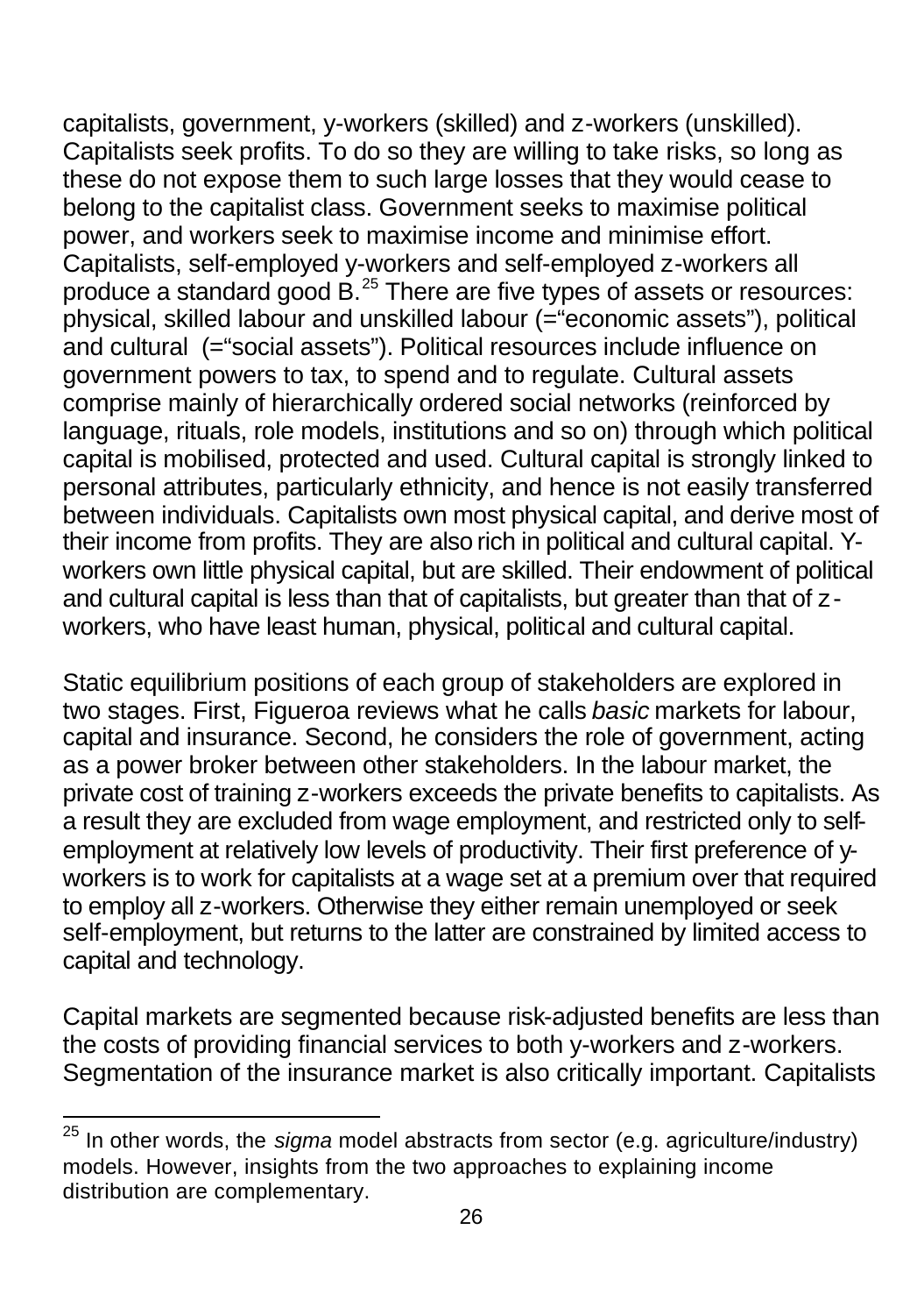capitalists, government, y-workers (skilled) and z-workers (unskilled). Capitalists seek profits. To do so they are willing to take risks, so long as these do not expose them to such large losses that they would cease to belong to the capitalist class. Government seeks to maximise political power, and workers seek to maximise income and minimise effort. Capitalists, self-employed y-workers and self-employed z-workers all produce a standard good B.[25] There are five types of assets or resources: physical, skilled labour and unskilled labour (="economic assets"), political and cultural (="social assets"). Political resources include influence on government powers to tax, to spend and to regulate. Cultural assets comprise mainly of hierarchically ordered social networks (reinforced by language, rituals, role models, institutions and so on) through which political capital is mobilised, protected and used. Cultural capital is strongly linked to personal attributes, particularly ethnicity, and hence is not easily transferred between individuals. Capitalists own most physical capital, and derive most of their income from profits. They are also rich in political and cultural capital. Y-workers own little physical capital, but are skilled. Their endowment of political and cultural capital is less than that of capitalists, but greater than that of z-workers, who have least human, physical, political and cultural capital.

Static equilibrium positions of each group of stakeholders are explored in two stages. First, Figueroa reviews what he calls *basic* markets for labour, capital and insurance. Second, he considers the role of government, acting as a power broker between other stakeholders. In the labour market, the private cost of training z-workers exceeds the private benefits to capitalists. As a result they are excluded from wage employment, and restricted only to self-employment at relatively low levels of productivity. Their first preference of y-workers is to work for capitalists at a wage set at a premium over that required to employ all z-workers. Otherwise they either remain unemployed or seek self-employment, but returns to the latter are constrained by limited access to capital and technology.

Capital markets are segmented because risk-adjusted benefits are less than the costs of providing financial services to both y-workers and z-workers. Segmentation of the insurance market is also critically important. Capitalists

[25] In other words, the *sigma* model abstracts from sector (e.g. agriculture/industry) models. However, insights from the two approaches to explaining income distribution are complementary.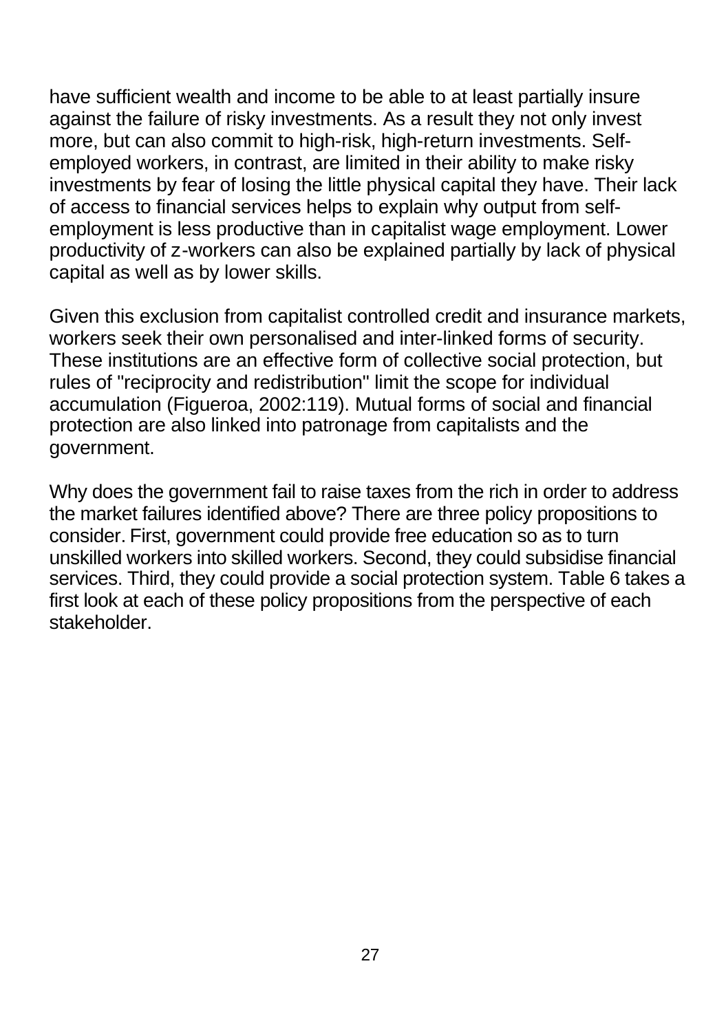have sufficient wealth and income to be able to at least partially insure against the failure of risky investments. As a result they not only invest more, but can also commit to high-risk, high-return investments. Self-employed workers, in contrast, are limited in their ability to make risky investments by fear of losing the little physical capital they have. Their lack of access to financial services helps to explain why output from self-employment is less productive than in capitalist wage employment. Lower productivity of z-workers can also be explained partially by lack of physical capital as well as by lower skills.

Given this exclusion from capitalist controlled credit and insurance markets, workers seek their own personalised and inter-linked forms of security. These institutions are an effective form of collective social protection, but rules of "reciprocity and redistribution" limit the scope for individual accumulation (Figueroa, 2002:119). Mutual forms of social and financial protection are also linked into patronage from capitalists and the government.

Why does the government fail to raise taxes from the rich in order to address the market failures identified above? There are three policy propositions to consider. First, government could provide free education so as to turn unskilled workers into skilled workers. Second, they could subsidise financial services. Third, they could provide a social protection system. Table 6 takes a first look at each of these policy propositions from the perspective of each stakeholder.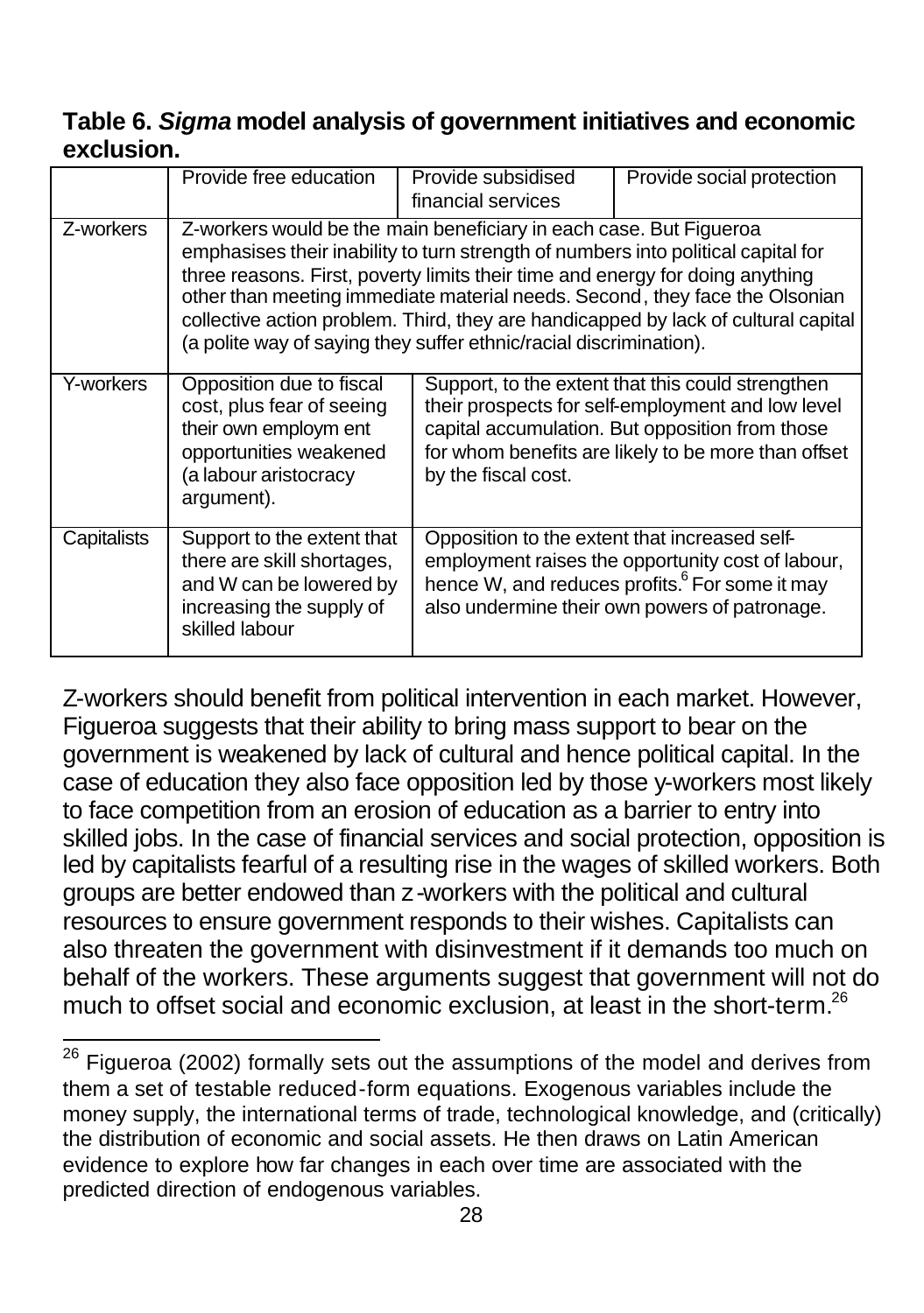**Table 6. *Sigma* model analysis of government initiatives and economic exclusion.**

| | Provide free education | Provide subsidised financial services | Provide social protection |
|---|---|---|---|
| Z-workers | Z-workers would be the main beneficiary in each case. But Figueroa emphasises their inability to turn strength of numbers into political capital for three reasons. First, poverty limits their time and energy for doing anything other than meeting immediate material needs. Second, they face the Olsonian collective action problem. Third, they are handicapped by lack of cultural capital (a polite way of saying they suffer ethnic/racial discrimination). | | |
| Y-workers | Opposition due to fiscal cost, plus fear of seeing their own employm ent opportunities weakened (a labour aristocracy argument). | Support, to the extent that this could strengthen their prospects for self-employment and low level capital accumulation. But opposition from those for whom benefits are likely to be more than offset by the fiscal cost. | |
| Capitalists | Support to the extent that there are skill shortages, and W can be lowered by increasing the supply of skilled labour | Opposition to the extent that increased self-employment raises the opportunity cost of labour, hence W, and reduces profits.[6] For some it may also undermine their own powers of patronage. | |

Z-workers should benefit from political intervention in each market. However, Figueroa suggests that their ability to bring mass support to bear on the government is weakened by lack of cultural and hence political capital. In the case of education they also face opposition led by those y-workers most likely to face competition from an erosion of education as a barrier to entry into skilled jobs. In the case of financial services and social protection, opposition is led by capitalists fearful of a resulting rise in the wages of skilled workers. Both groups are better endowed than z-workers with the political and cultural resources to ensure government responds to their wishes. Capitalists can also threaten the government with disinvestment if it demands too much on behalf of the workers. These arguments suggest that government will not do much to offset social and economic exclusion, at least in the short-term.[26]

[26] Figueroa (2002) formally sets out the assumptions of the model and derives from them a set of testable reduced-form equations. Exogenous variables include the money supply, the international terms of trade, technological knowledge, and (critically) the distribution of economic and social assets. He then draws on Latin American evidence to explore how far changes in each over time are associated with the predicted direction of endogenous variables.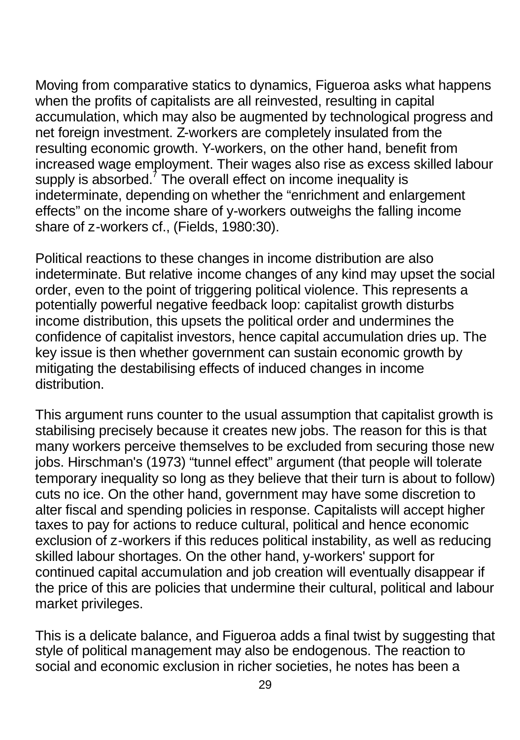Moving from comparative statics to dynamics, Figueroa asks what happens when the profits of capitalists are all reinvested, resulting in capital accumulation, which may also be augmented by technological progress and net foreign investment. Z-workers are completely insulated from the resulting economic growth. Y-workers, on the other hand, benefit from increased wage employment. Their wages also rise as excess skilled labour supply is absorbed.[7] The overall effect on income inequality is indeterminate, depending on whether the "enrichment and enlargement effects" on the income share of y-workers outweighs the falling income share of z-workers cf., (Fields, 1980:30).

Political reactions to these changes in income distribution are also indeterminate. But relative income changes of any kind may upset the social order, even to the point of triggering political violence. This represents a potentially powerful negative feedback loop: capitalist growth disturbs income distribution, this upsets the political order and undermines the confidence of capitalist investors, hence capital accumulation dries up. The key issue is then whether government can sustain economic growth by mitigating the destabilising effects of induced changes in income distribution.

This argument runs counter to the usual assumption that capitalist growth is stabilising precisely because it creates new jobs. The reason for this is that many workers perceive themselves to be excluded from securing those new jobs. Hirschman's (1973) "tunnel effect" argument (that people will tolerate temporary inequality so long as they believe that their turn is about to follow) cuts no ice. On the other hand, government may have some discretion to alter fiscal and spending policies in response. Capitalists will accept higher taxes to pay for actions to reduce cultural, political and hence economic exclusion of z-workers if this reduces political instability, as well as reducing skilled labour shortages. On the other hand, y-workers' support for continued capital accumulation and job creation will eventually disappear if the price of this are policies that undermine their cultural, political and labour market privileges.

This is a delicate balance, and Figueroa adds a final twist by suggesting that style of political management may also be endogenous. The reaction to social and economic exclusion in richer societies, he notes has been a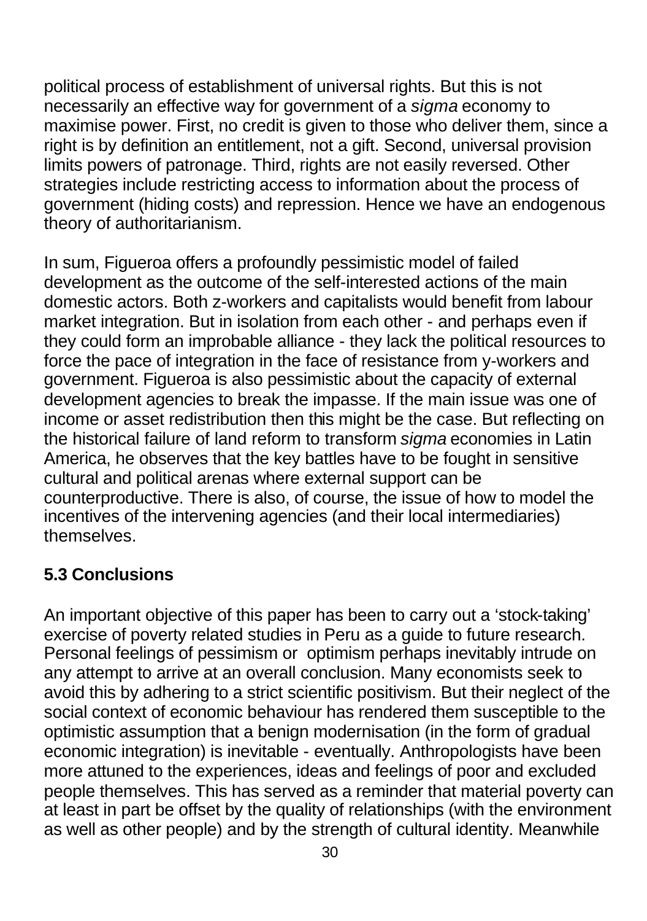political process of establishment of universal rights. But this is not necessarily an effective way for government of a *sigma* economy to maximise power. First, no credit is given to those who deliver them, since a right is by definition an entitlement, not a gift. Second, universal provision limits powers of patronage. Third, rights are not easily reversed. Other strategies include restricting access to information about the process of government (hiding costs) and repression. Hence we have an endogenous theory of authoritarianism.

In sum, Figueroa offers a profoundly pessimistic model of failed development as the outcome of the self-interested actions of the main domestic actors. Both z-workers and capitalists would benefit from labour market integration. But in isolation from each other - and perhaps even if they could form an improbable alliance - they lack the political resources to force the pace of integration in the face of resistance from y-workers and government. Figueroa is also pessimistic about the capacity of external development agencies to break the impasse. If the main issue was one of income or asset redistribution then this might be the case. But reflecting on the historical failure of land reform to transform *sigma* economies in Latin America, he observes that the key battles have to be fought in sensitive cultural and political arenas where external support can be counterproductive. There is also, of course, the issue of how to model the incentives of the intervening agencies (and their local intermediaries) themselves.

## 5.3 Conclusions

An important objective of this paper has been to carry out a 'stock-taking' exercise of poverty related studies in Peru as a guide to future research. Personal feelings of pessimism or optimism perhaps inevitably intrude on any attempt to arrive at an overall conclusion. Many economists seek to avoid this by adhering to a strict scientific positivism. But their neglect of the social context of economic behaviour has rendered them susceptible to the optimistic assumption that a benign modernisation (in the form of gradual economic integration) is inevitable - eventually. Anthropologists have been more attuned to the experiences, ideas and feelings of poor and excluded people themselves. This has served as a reminder that material poverty can at least in part be offset by the quality of relationships (with the environment as well as other people) and by the strength of cultural identity. Meanwhile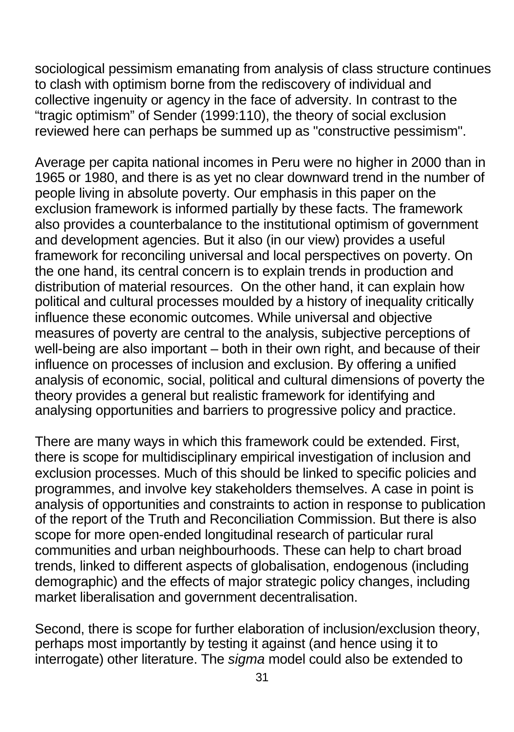sociological pessimism emanating from analysis of class structure continues to clash with optimism borne from the rediscovery of individual and collective ingenuity or agency in the face of adversity. In contrast to the “tragic optimism” of Sender (1999:110), the theory of social exclusion reviewed here can perhaps be summed up as "constructive pessimism".

Average per capita national incomes in Peru were no higher in 2000 than in 1965 or 1980, and there is as yet no clear downward trend in the number of people living in absolute poverty. Our emphasis in this paper on the exclusion framework is informed partially by these facts. The framework also provides a counterbalance to the institutional optimism of government and development agencies. But it also (in our view) provides a useful framework for reconciling universal and local perspectives on poverty. On the one hand, its central concern is to explain trends in production and distribution of material resources. On the other hand, it can explain how political and cultural processes moulded by a history of inequality critically influence these economic outcomes. While universal and objective measures of poverty are central to the analysis, subjective perceptions of well-being are also important – both in their own right, and because of their influence on processes of inclusion and exclusion. By offering a unified analysis of economic, social, political and cultural dimensions of poverty the theory provides a general but realistic framework for identifying and analysing opportunities and barriers to progressive policy and practice.

There are many ways in which this framework could be extended. First, there is scope for multidisciplinary empirical investigation of inclusion and exclusion processes. Much of this should be linked to specific policies and programmes, and involve key stakeholders themselves. A case in point is analysis of opportunities and constraints to action in response to publication of the report of the Truth and Reconciliation Commission. But there is also scope for more open-ended longitudinal research of particular rural communities and urban neighbourhoods. These can help to chart broad trends, linked to different aspects of globalisation, endogenous (including demographic) and the effects of major strategic policy changes, including market liberalisation and government decentralisation.

Second, there is scope for further elaboration of inclusion/exclusion theory, perhaps most importantly by testing it against (and hence using it to interrogate) other literature. The *sigma* model could also be extended to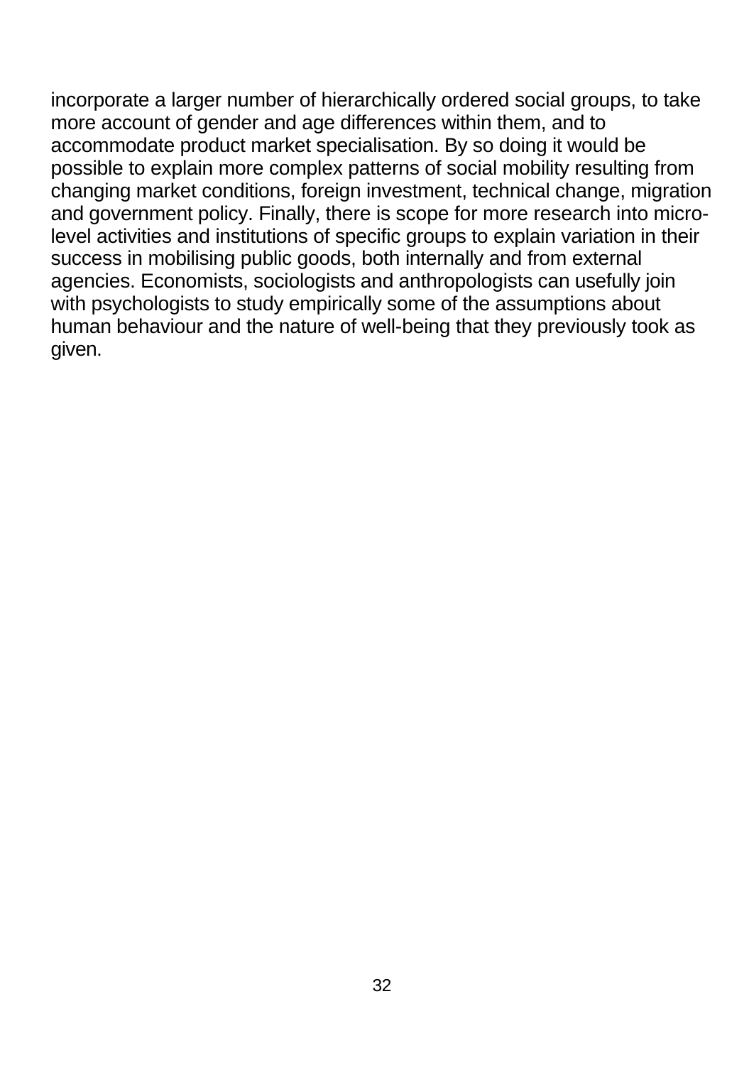incorporate a larger number of hierarchically ordered social groups, to take more account of gender and age differences within them, and to accommodate product market specialisation. By so doing it would be possible to explain more complex patterns of social mobility resulting from changing market conditions, foreign investment, technical change, migration and government policy. Finally, there is scope for more research into micro-level activities and institutions of specific groups to explain variation in their success in mobilising public goods, both internally and from external agencies. Economists, sociologists and anthropologists can usefully join with psychologists to study empirically some of the assumptions about human behaviour and the nature of well-being that they previously took as given.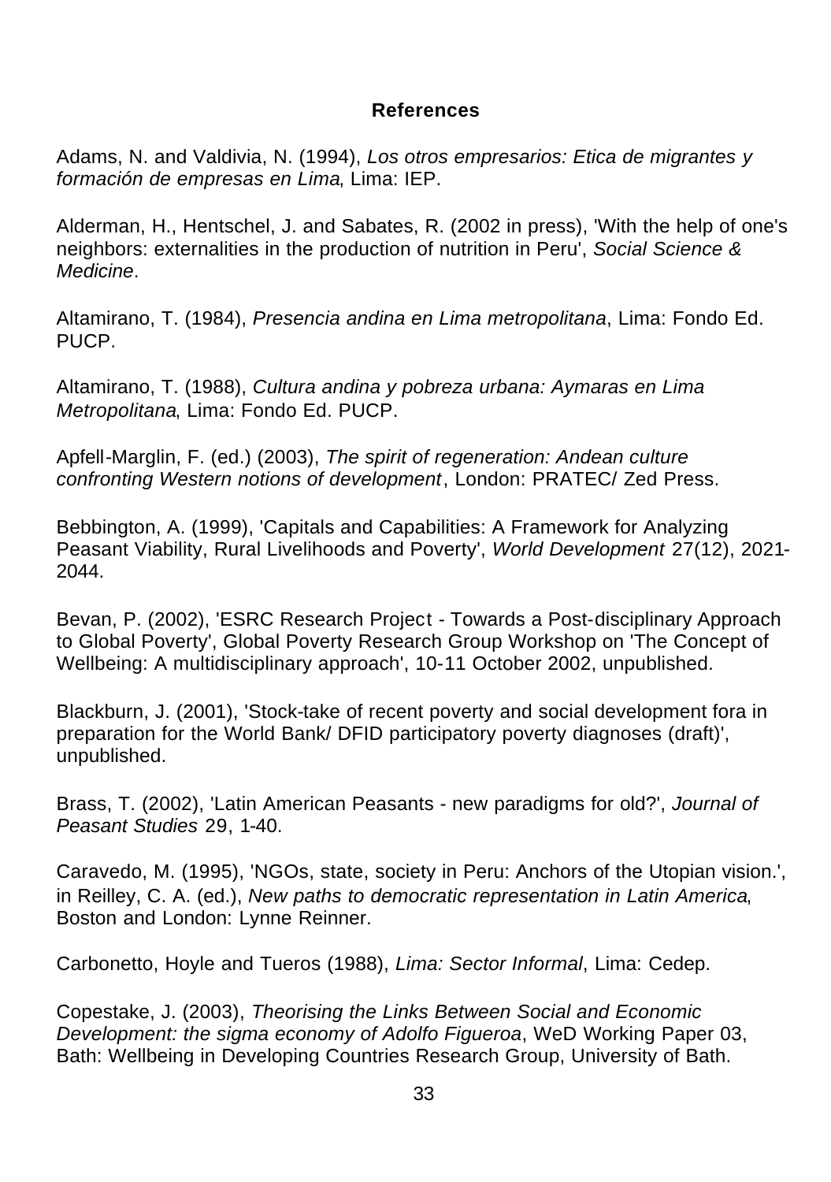## References

Adams, N. and Valdivia, N. (1994), *Los otros empresarios: Etica de migrantes y formación de empresas en Lima*, Lima: IEP.

Alderman, H., Hentschel, J. and Sabates, R. (2002 in press), 'With the help of one's neighbors: externalities in the production of nutrition in Peru', *Social Science & Medicine*.

Altamirano, T. (1984), *Presencia andina en Lima metropolitana*, Lima: Fondo Ed. PUCP.

Altamirano, T. (1988), *Cultura andina y pobreza urbana: Aymaras en Lima Metropolitana*, Lima: Fondo Ed. PUCP.

Apfell-Marglin, F. (ed.) (2003), *The spirit of regeneration: Andean culture confronting Western notions of development*, London: PRATEC/ Zed Press.

Bebbington, A. (1999), 'Capitals and Capabilities: A Framework for Analyzing Peasant Viability, Rural Livelihoods and Poverty', *World Development* 27(12), 2021-2044.

Bevan, P. (2002), 'ESRC Research Project - Towards a Post-disciplinary Approach to Global Poverty', Global Poverty Research Group Workshop on 'The Concept of Wellbeing: A multidisciplinary approach', 10-11 October 2002, unpublished.

Blackburn, J. (2001), 'Stock-take of recent poverty and social development fora in preparation for the World Bank/ DFID participatory poverty diagnoses (draft)', unpublished.

Brass, T. (2002), 'Latin American Peasants - new paradigms for old?', *Journal of Peasant Studies* 29, 1-40.

Caravedo, M. (1995), 'NGOs, state, society in Peru: Anchors of the Utopian vision.', in Reilley, C. A. (ed.), *New paths to democratic representation in Latin America*, Boston and London: Lynne Reinner.

Carbonetto, Hoyle and Tueros (1988), *Lima: Sector Informal*, Lima: Cedep.

Copestake, J. (2003), *Theorising the Links Between Social and Economic Development: the sigma economy of Adolfo Figueroa*, WeD Working Paper 03, Bath: Wellbeing in Developing Countries Research Group, University of Bath.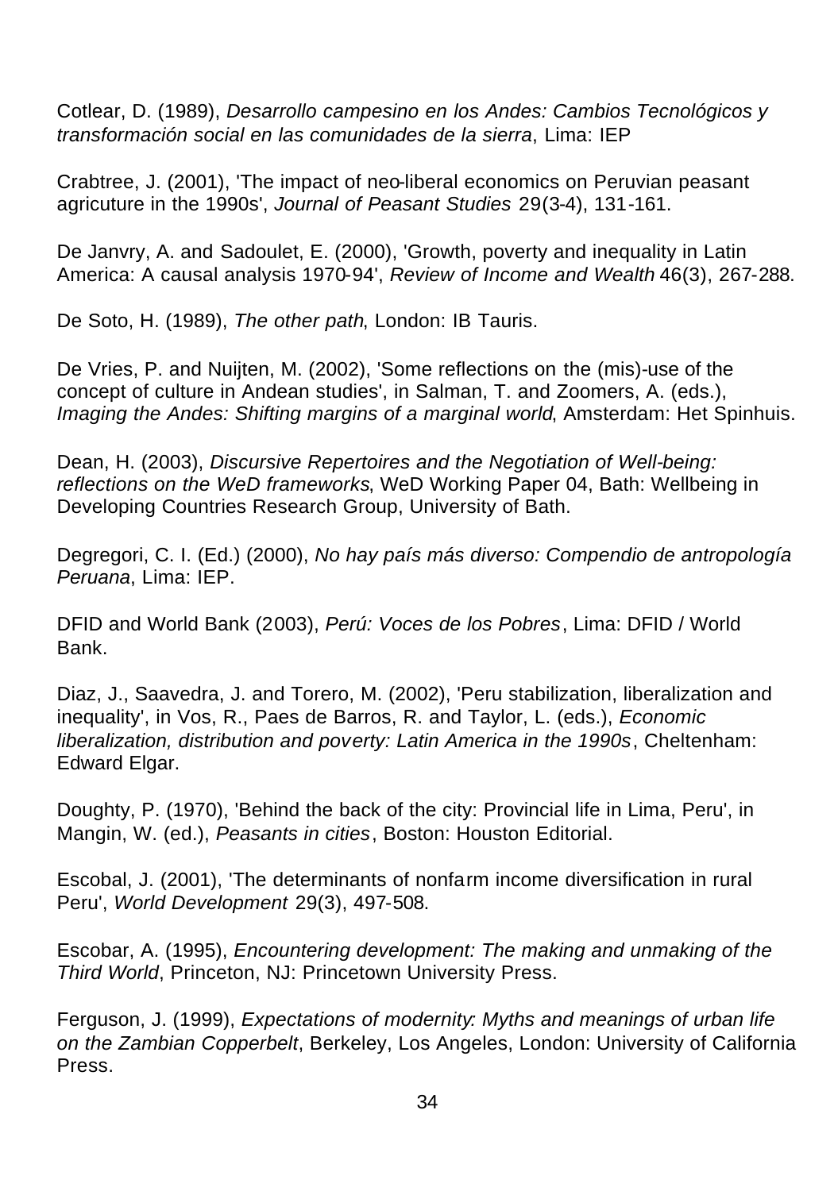Cotlear, D. (1989), *Desarrollo campesino en los Andes: Cambios Tecnológicos y transformación social en las comunidades de la sierra*, Lima: IEP

Crabtree, J. (2001), 'The impact of neo-liberal economics on Peruvian peasant agricuture in the 1990s', *Journal of Peasant Studies* 29(3-4), 131-161.

De Janvry, A. and Sadoulet, E. (2000), 'Growth, poverty and inequality in Latin America: A causal analysis 1970-94', *Review of Income and Wealth* 46(3), 267-288.

De Soto, H. (1989), *The other path*, London: IB Tauris.

De Vries, P. and Nuijten, M. (2002), 'Some reflections on the (mis)-use of the concept of culture in Andean studies', in Salman, T. and Zoomers, A. (eds.), *Imaging the Andes: Shifting margins of a marginal world*, Amsterdam: Het Spinhuis.

Dean, H. (2003), *Discursive Repertoires and the Negotiation of Well-being: reflections on the WeD frameworks*, WeD Working Paper 04, Bath: Wellbeing in Developing Countries Research Group, University of Bath.

Degregori, C. I. (Ed.) (2000), *No hay país más diverso: Compendio de antropología Peruana*, Lima: IEP.

DFID and World Bank (2003), *Perú: Voces de los Pobres*, Lima: DFID / World Bank.

Diaz, J., Saavedra, J. and Torero, M. (2002), 'Peru stabilization, liberalization and inequality', in Vos, R., Paes de Barros, R. and Taylor, L. (eds.), *Economic liberalization, distribution and poverty: Latin America in the 1990s*, Cheltenham: Edward Elgar.

Doughty, P. (1970), 'Behind the back of the city: Provincial life in Lima, Peru', in Mangin, W. (ed.), *Peasants in cities*, Boston: Houston Editorial.

Escobal, J. (2001), 'The determinants of nonfarm income diversification in rural Peru', *World Development* 29(3), 497-508.

Escobar, A. (1995), *Encountering development: The making and unmaking of the Third World*, Princeton, NJ: Princetown University Press.

Ferguson, J. (1999), *Expectations of modernity: Myths and meanings of urban life on the Zambian Copperbelt*, Berkeley, Los Angeles, London: University of California Press.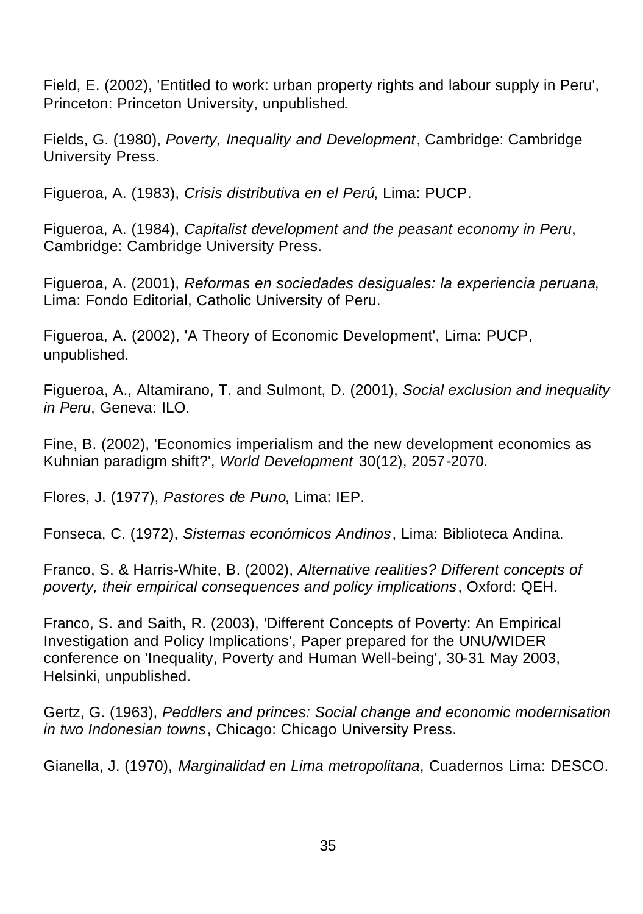Field, E. (2002), 'Entitled to work: urban property rights and labour supply in Peru', Princeton: Princeton University, unpublished.

Fields, G. (1980), *Poverty, Inequality and Development*, Cambridge: Cambridge University Press.

Figueroa, A. (1983), *Crisis distributiva en el Perú*, Lima: PUCP.

Figueroa, A. (1984), *Capitalist development and the peasant economy in Peru*, Cambridge: Cambridge University Press.

Figueroa, A. (2001), *Reformas en sociedades desiguales: la experiencia peruana*, Lima: Fondo Editorial, Catholic University of Peru.

Figueroa, A. (2002), 'A Theory of Economic Development', Lima: PUCP, unpublished.

Figueroa, A., Altamirano, T. and Sulmont, D. (2001), *Social exclusion and inequality in Peru*, Geneva: ILO.

Fine, B. (2002), 'Economics imperialism and the new development economics as Kuhnian paradigm shift?', *World Development* 30(12), 2057-2070.

Flores, J. (1977), *Pastores de Puno*, Lima: IEP.

Fonseca, C. (1972), *Sistemas económicos Andinos*, Lima: Biblioteca Andina.

Franco, S. & Harris-White, B. (2002), *Alternative realities? Different concepts of poverty, their empirical consequences and policy implications*, Oxford: QEH.

Franco, S. and Saith, R. (2003), 'Different Concepts of Poverty: An Empirical Investigation and Policy Implications', Paper prepared for the UNU/WIDER conference on 'Inequality, Poverty and Human Well-being', 30-31 May 2003, Helsinki, unpublished.

Gertz, G. (1963), *Peddlers and princes: Social change and economic modernisation in two Indonesian towns*, Chicago: Chicago University Press.

Gianella, J. (1970), *Marginalidad en Lima metropolitana*, Cuadernos Lima: DESCO.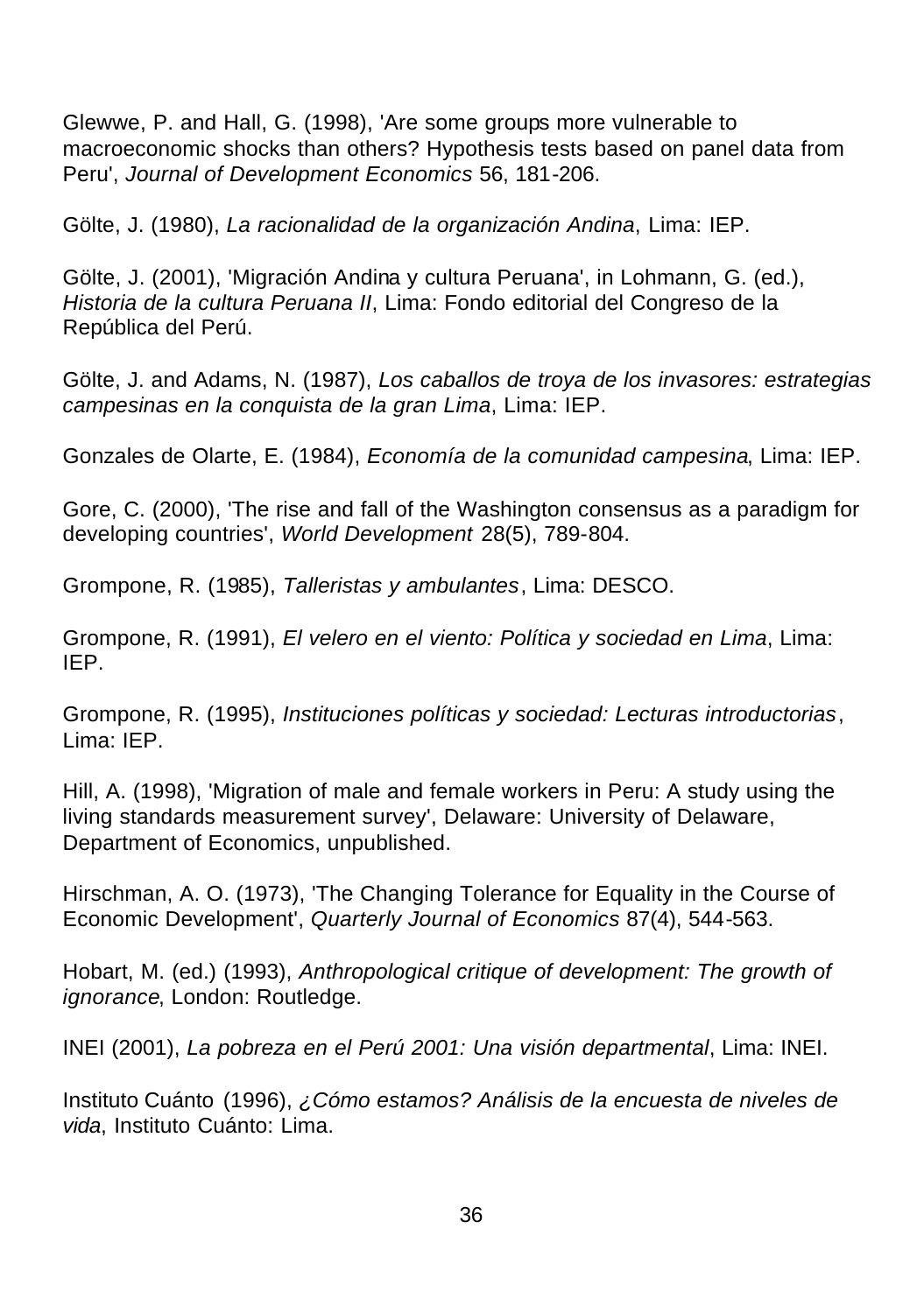Glewwe, P. and Hall, G. (1998), 'Are some groups more vulnerable to macroeconomic shocks than others? Hypothesis tests based on panel data from Peru', *Journal of Development Economics* 56, 181-206.

Gölte, J. (1980), *La racionalidad de la organización Andina*, Lima: IEP.

Gölte, J. (2001), 'Migración Andina y cultura Peruana', in Lohmann, G. (ed.), *Historia de la cultura Peruana II*, Lima: Fondo editorial del Congreso de la República del Perú.

Gölte, J. and Adams, N. (1987), *Los caballos de troya de los invasores: estrategias campesinas en la conquista de la gran Lima*, Lima: IEP.

Gonzales de Olarte, E. (1984), *Economía de la comunidad campesina*, Lima: IEP.

Gore, C. (2000), 'The rise and fall of the Washington consensus as a paradigm for developing countries', *World Development* 28(5), 789-804.

Grompone, R. (1985), *Talleristas y ambulantes*, Lima: DESCO.

Grompone, R. (1991), *El velero en el viento: Política y sociedad en Lima*, Lima: IEP.

Grompone, R. (1995), *Instituciones políticas y sociedad: Lecturas introductorias*, Lima: IEP.

Hill, A. (1998), 'Migration of male and female workers in Peru: A study using the living standards measurement survey', Delaware: University of Delaware, Department of Economics, unpublished.

Hirschman, A. O. (1973), 'The Changing Tolerance for Equality in the Course of Economic Development', *Quarterly Journal of Economics* 87(4), 544-563.

Hobart, M. (ed.) (1993), *Anthropological critique of development: The growth of ignorance*, London: Routledge.

INEI (2001), *La pobreza en el Perú 2001: Una visión departmental*, Lima: INEI.

Instituto Cuánto (1996), *¿Cómo estamos? Análisis de la encuesta de niveles de vida*, Instituto Cuánto: Lima.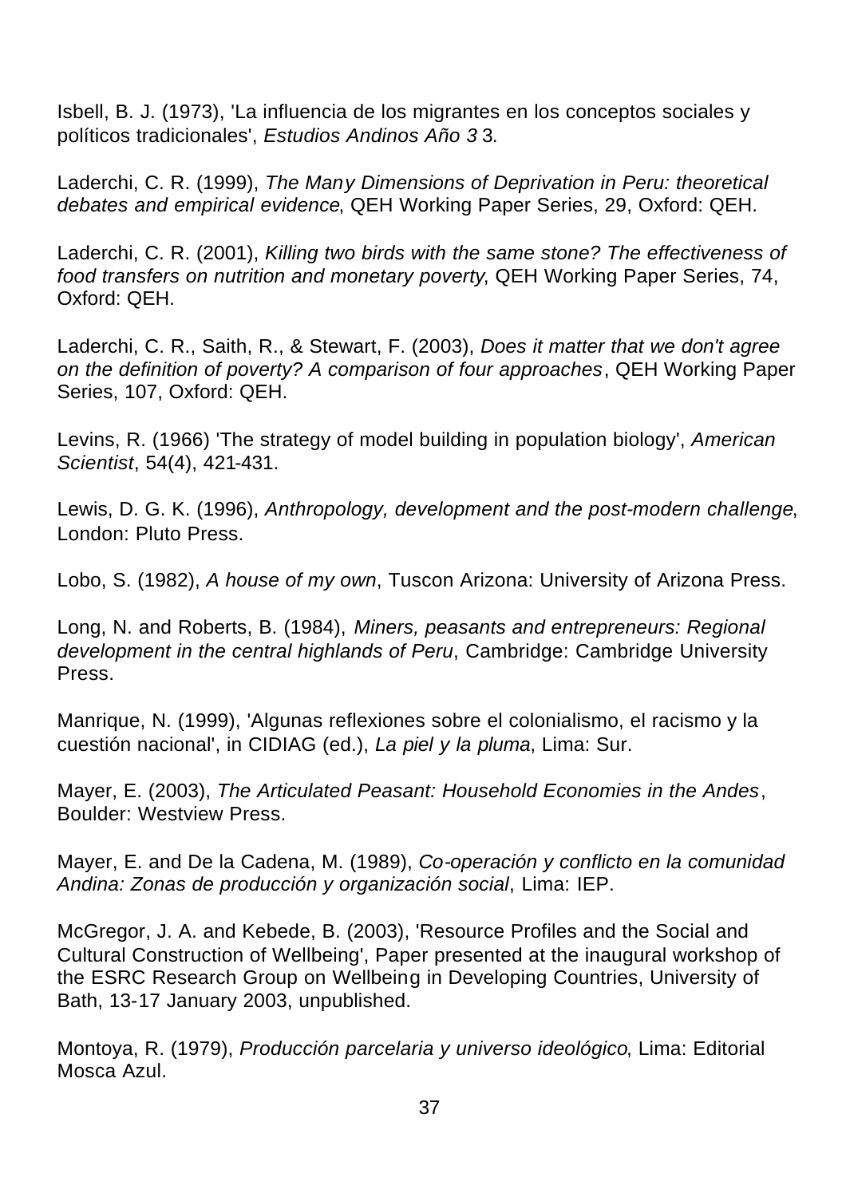Isbell, B. J. (1973), 'La influencia de los migrantes en los conceptos sociales y políticos tradicionales', *Estudios Andinos Año 3* 3.

Laderchi, C. R. (1999), *The Many Dimensions of Deprivation in Peru: theoretical debates and empirical evidence*, QEH Working Paper Series, 29, Oxford: QEH.

Laderchi, C. R. (2001), *Killing two birds with the same stone? The effectiveness of food transfers on nutrition and monetary poverty*, QEH Working Paper Series, 74, Oxford: QEH.

Laderchi, C. R., Saith, R., & Stewart, F. (2003), *Does it matter that we don't agree on the definition of poverty? A comparison of four approaches*, QEH Working Paper Series, 107, Oxford: QEH.

Levins, R. (1966) 'The strategy of model building in population biology', *American Scientist*, 54(4), 421-431.

Lewis, D. G. K. (1996), *Anthropology, development and the post-modern challenge*, London: Pluto Press.

Lobo, S. (1982), *A house of my own*, Tuscon Arizona: University of Arizona Press.

Long, N. and Roberts, B. (1984), *Miners, peasants and entrepreneurs: Regional development in the central highlands of Peru*, Cambridge: Cambridge University Press.

Manrique, N. (1999), 'Algunas reflexiones sobre el colonialismo, el racismo y la cuestión nacional', in CIDIAG (ed.), *La piel y la pluma*, Lima: Sur.

Mayer, E. (2003), *The Articulated Peasant: Household Economies in the Andes*, Boulder: Westview Press.

Mayer, E. and De la Cadena, M. (1989), *Co-operación y conflicto en la comunidad Andina: Zonas de producción y organización social*, Lima: IEP.

McGregor, J. A. and Kebede, B. (2003), 'Resource Profiles and the Social and Cultural Construction of Wellbeing', Paper presented at the inaugural workshop of the ESRC Research Group on Wellbeing in Developing Countries, University of Bath, 13-17 January 2003, unpublished.

Montoya, R. (1979), *Producción parcelaria y universo ideológico*, Lima: Editorial Mosca Azul.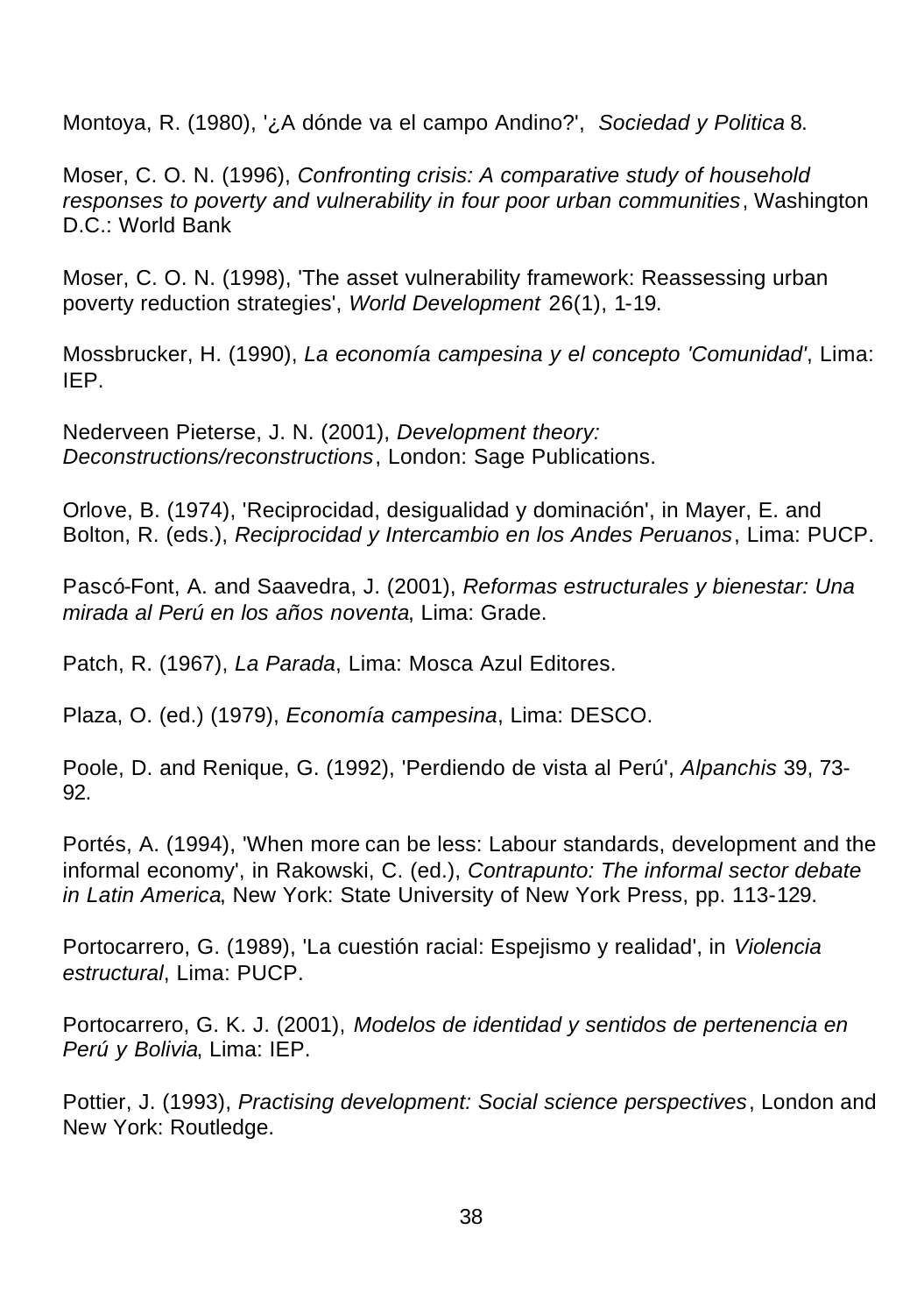Montoya, R. (1980), '¿A dónde va el campo Andino?', *Sociedad y Politica* 8.

Moser, C. O. N. (1996), *Confronting crisis: A comparative study of household responses to poverty and vulnerability in four poor urban communities*, Washington D.C.: World Bank

Moser, C. O. N. (1998), 'The asset vulnerability framework: Reassessing urban poverty reduction strategies', *World Development* 26(1), 1-19.

Mossbrucker, H. (1990), *La economía campesina y el concepto 'Comunidad'*, Lima: IEP.

Nederveen Pieterse, J. N. (2001), *Development theory: Deconstructions/reconstructions*, London: Sage Publications.

Orlove, B. (1974), 'Reciprocidad, desigualidad y dominación', in Mayer, E. and Bolton, R. (eds.), *Reciprocidad y Intercambio en los Andes Peruanos*, Lima: PUCP.

Pascó-Font, A. and Saavedra, J. (2001), *Reformas estructurales y bienestar: Una mirada al Perú en los años noventa*, Lima: Grade.

Patch, R. (1967), *La Parada*, Lima: Mosca Azul Editores.

Plaza, O. (ed.) (1979), *Economía campesina*, Lima: DESCO.

Poole, D. and Renique, G. (1992), 'Perdiendo de vista al Perú', *Alpanchis* 39, 73-92.

Portés, A. (1994), 'When more can be less: Labour standards, development and the informal economy', in Rakowski, C. (ed.), *Contrapunto: The informal sector debate in Latin America*, New York: State University of New York Press, pp. 113-129.

Portocarrero, G. (1989), 'La cuestión racial: Espejismo y realidad', in *Violencia estructural*, Lima: PUCP.

Portocarrero, G. K. J. (2001), *Modelos de identidad y sentidos de pertenencia en Perú y Bolivia*, Lima: IEP.

Pottier, J. (1993), *Practising development: Social science perspectives*, London and New York: Routledge.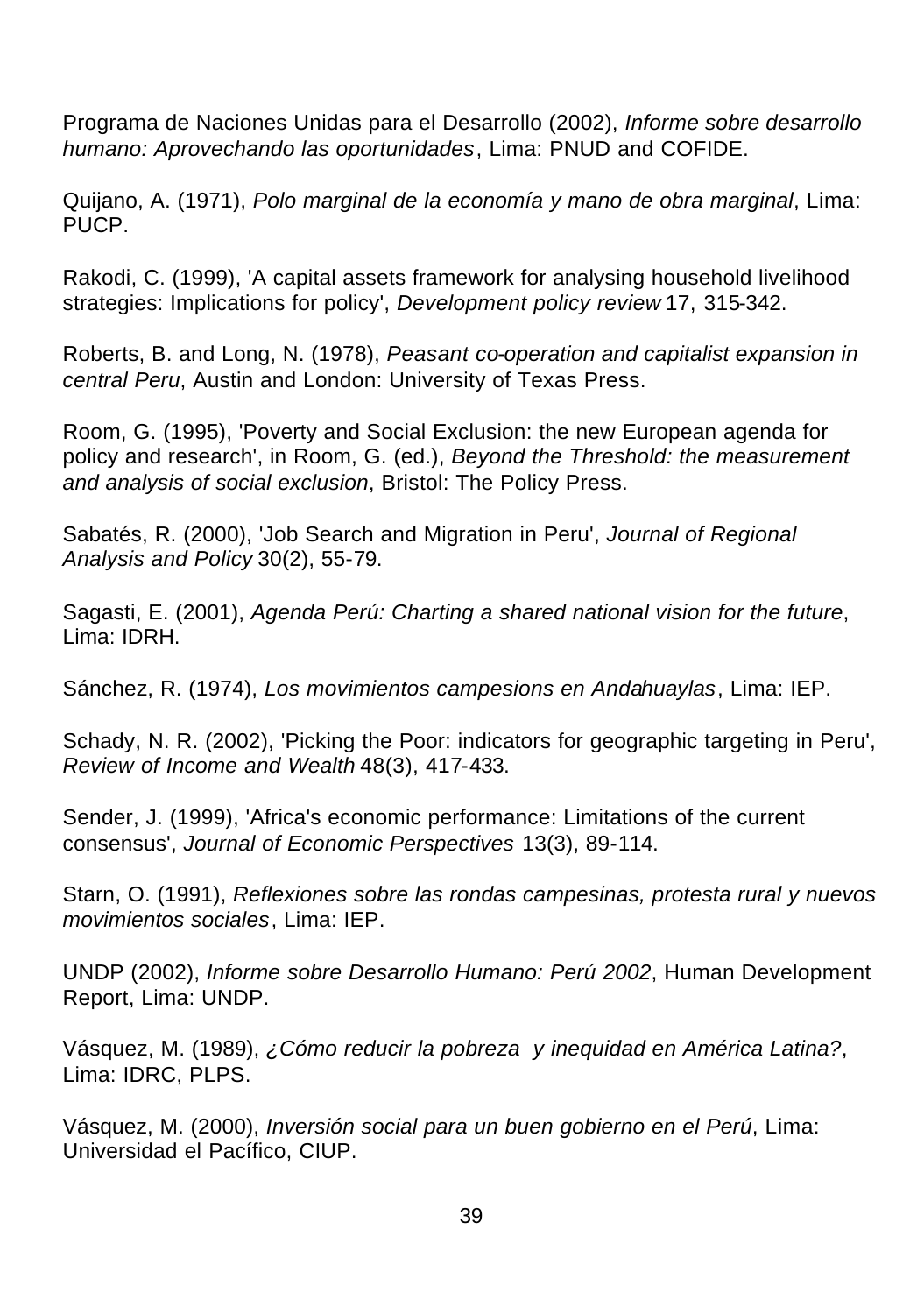Programa de Naciones Unidas para el Desarrollo (2002), *Informe sobre desarrollo humano: Aprovechando las oportunidades*, Lima: PNUD and COFIDE.

Quijano, A. (1971), *Polo marginal de la economía y mano de obra marginal*, Lima: PUCP.

Rakodi, C. (1999), 'A capital assets framework for analysing household livelihood strategies: Implications for policy', *Development policy review* 17, 315-342.

Roberts, B. and Long, N. (1978), *Peasant co-operation and capitalist expansion in central Peru*, Austin and London: University of Texas Press.

Room, G. (1995), 'Poverty and Social Exclusion: the new European agenda for policy and research', in Room, G. (ed.), *Beyond the Threshold: the measurement and analysis of social exclusion*, Bristol: The Policy Press.

Sabatés, R. (2000), 'Job Search and Migration in Peru', *Journal of Regional Analysis and Policy* 30(2), 55-79.

Sagasti, E. (2001), *Agenda Perú: Charting a shared national vision for the future*, Lima: IDRH.

Sánchez, R. (1974), *Los movimientos campesions en Andahuaylas*, Lima: IEP.

Schady, N. R. (2002), 'Picking the Poor: indicators for geographic targeting in Peru', *Review of Income and Wealth* 48(3), 417-433.

Sender, J. (1999), 'Africa's economic performance: Limitations of the current consensus', *Journal of Economic Perspectives* 13(3), 89-114.

Starn, O. (1991), *Reflexiones sobre las rondas campesinas, protesta rural y nuevos movimientos sociales*, Lima: IEP.

UNDP (2002), *Informe sobre Desarrollo Humano: Perú 2002*, Human Development Report, Lima: UNDP.

Vásquez, M. (1989), *¿Cómo reducir la pobreza y inequidad en América Latina?*, Lima: IDRC, PLPS.

Vásquez, M. (2000), *Inversión social para un buen gobierno en el Perú*, Lima: Universidad el Pacífico, CIUP.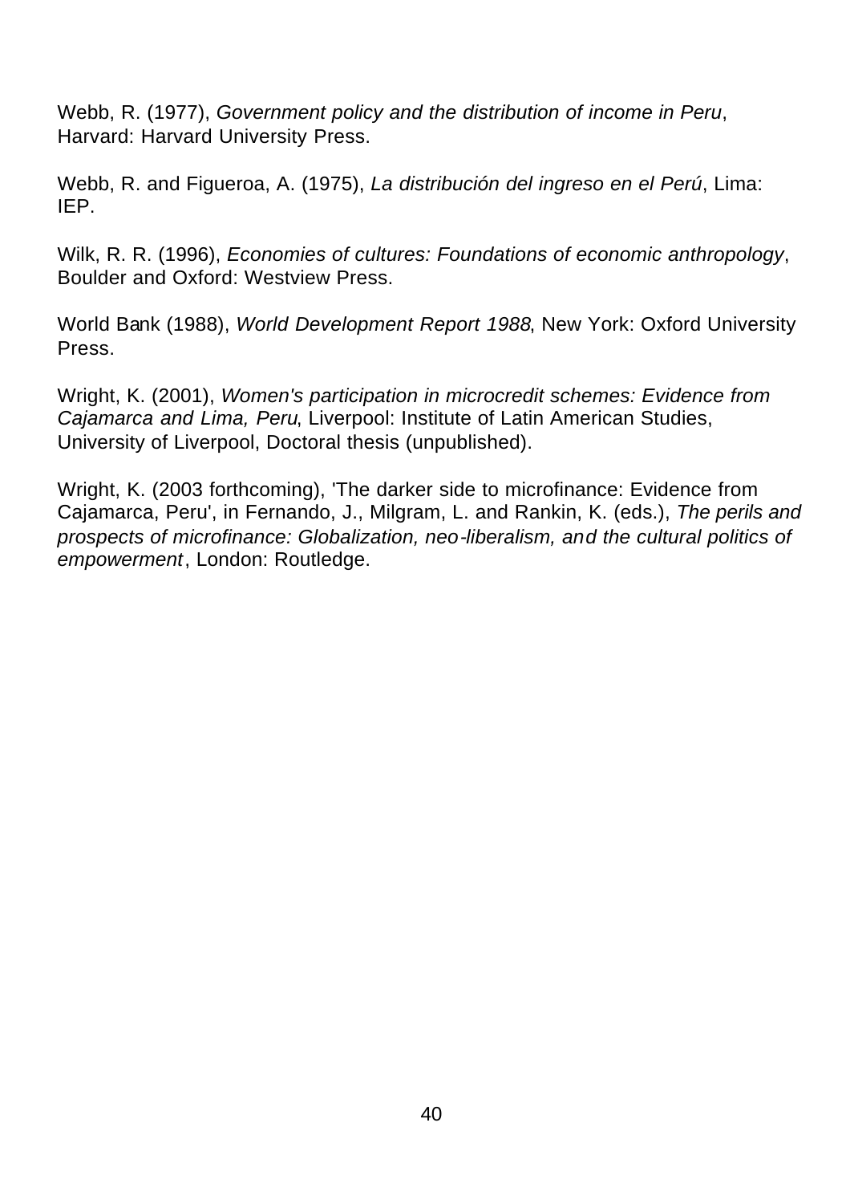Webb, R. (1977), *Government policy and the distribution of income in Peru*, Harvard: Harvard University Press.

Webb, R. and Figueroa, A. (1975), *La distribución del ingreso en el Perú*, Lima: IEP.

Wilk, R. R. (1996), *Economies of cultures: Foundations of economic anthropology*, Boulder and Oxford: Westview Press.

World Bank (1988), *World Development Report 1988*, New York: Oxford University Press.

Wright, K. (2001), *Women's participation in microcredit schemes: Evidence from Cajamarca and Lima, Peru*, Liverpool: Institute of Latin American Studies, University of Liverpool, Doctoral thesis (unpublished).

Wright, K. (2003 forthcoming), 'The darker side to microfinance: Evidence from Cajamarca, Peru', in Fernando, J., Milgram, L. and Rankin, K. (eds.), *The perils and prospects of microfinance: Globalization, neo-liberalism, and the cultural politics of empowerment*, London: Routledge.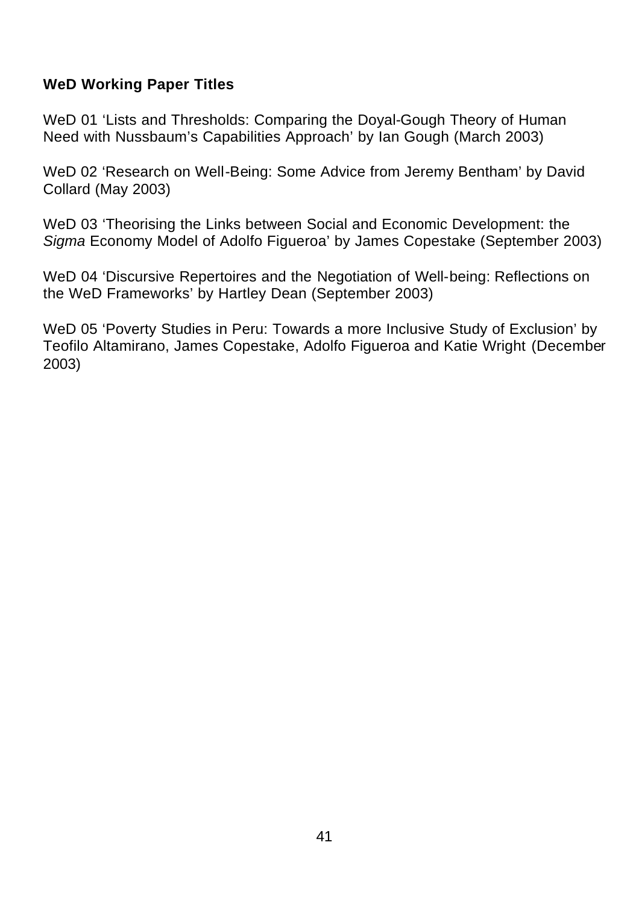**WeD Working Paper Titles**

WeD 01 'Lists and Thresholds: Comparing the Doyal-Gough Theory of Human Need with Nussbaum's Capabilities Approach' by Ian Gough (March 2003)

WeD 02 'Research on Well-Being: Some Advice from Jeremy Bentham' by David Collard (May 2003)

WeD 03 'Theorising the Links between Social and Economic Development: the *Sigma* Economy Model of Adolfo Figueroa' by James Copestake (September 2003)

WeD 04 'Discursive Repertoires and the Negotiation of Well-being: Reflections on the WeD Frameworks' by Hartley Dean (September 2003)

WeD 05 'Poverty Studies in Peru: Towards a more Inclusive Study of Exclusion' by Teofilo Altamirano, James Copestake, Adolfo Figueroa and Katie Wright (December 2003)